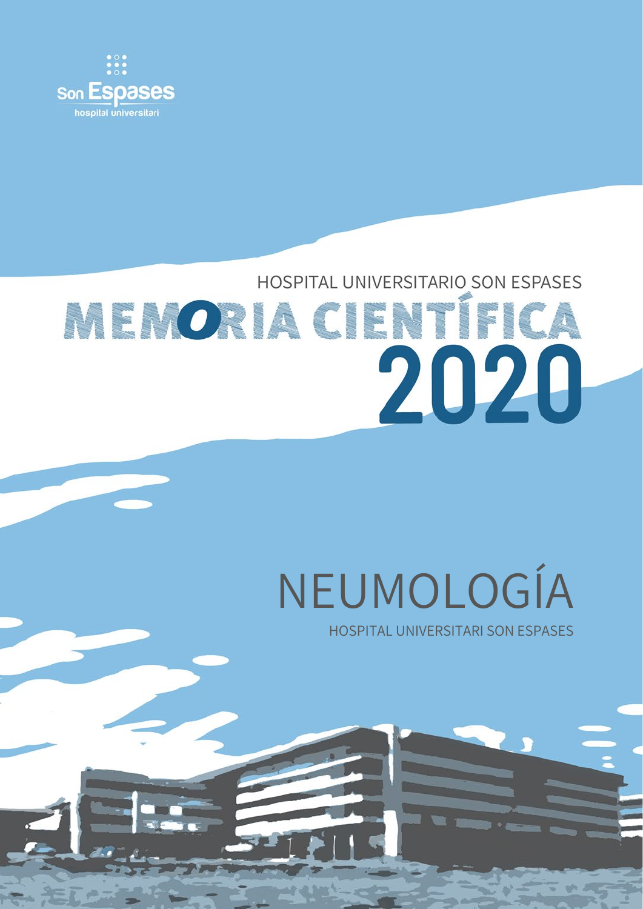Son Espases
hospital universitari

HOSPITAL UNIVERSITARIO SON ESPASES

# MEMORIA CIENTÍFICA 2020

# NEUMOLOGÍA

HOSPITAL UNIVERSITARI SON ESPASES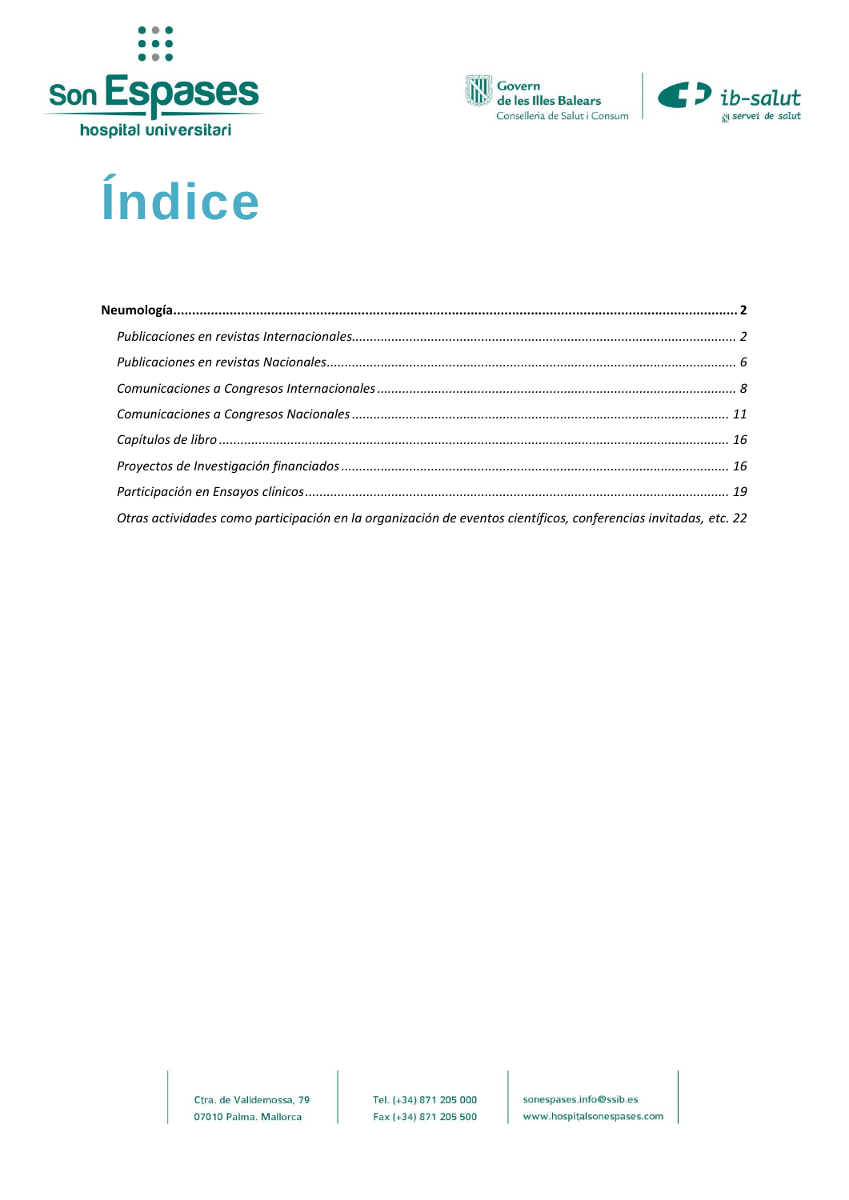# Índice

**Neumología............................................................................................................................................ 2**

*Publicaciones en revistas Internacionales.......................................................................................... 2*

*Publicaciones en revistas Nacionales................................................................................................ 6*

*Comunicaciones a Congresos Internacionales.................................................................................... 8*

*Comunicaciones a Congresos Nacionales........................................................................................ 11*

*Capítulos de libro.............................................................................................................................. 16*

*Proyectos de Investigación financiados............................................................................................ 16*

*Participación en Ensayos clínicos..................................................................................................... 19*

*Otras actividades como participación en la organización de eventos científicos, conferencias invitadas, etc. 22*

Ctra. de Valldemossa, 79
07010 Palma. Mallorca

Tel. (+34) 871 205 000
Fax (+34) 871 205 500

sonespases.info@ssib.es
www.hospitalsonespases.com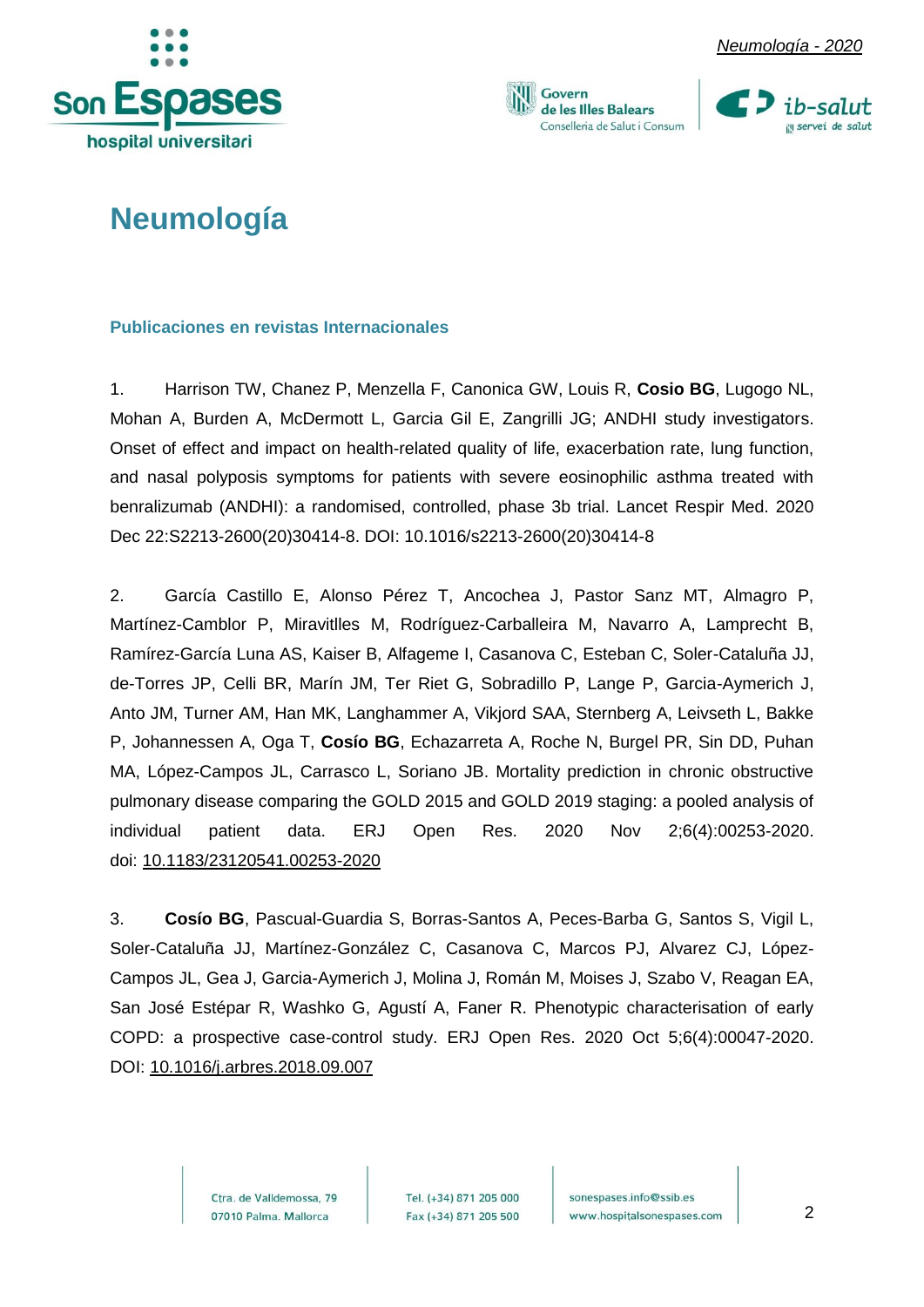# Neumología

## Publicaciones en revistas Internacionales

1. Harrison TW, Chanez P, Menzella F, Canonica GW, Louis R, **Cosio BG**, Lugogo NL, Mohan A, Burden A, McDermott L, Garcia Gil E, Zangrilli JG; ANDHI study investigators. Onset of effect and impact on health-related quality of life, exacerbation rate, lung function, and nasal polyposis symptoms for patients with severe eosinophilic asthma treated with benralizumab (ANDHI): a randomised, controlled, phase 3b trial. Lancet Respir Med. 2020 Dec 22:S2213-2600(20)30414-8. DOI: 10.1016/s2213-2600(20)30414-8

2. García Castillo E, Alonso Pérez T, Ancochea J, Pastor Sanz MT, Almagro P, Martínez-Camblor P, Miravitlles M, Rodríguez-Carballeira M, Navarro A, Lamprecht B, Ramírez-García Luna AS, Kaiser B, Alfageme I, Casanova C, Esteban C, Soler-Cataluña JJ, de-Torres JP, Celli BR, Marín JM, Ter Riet G, Sobradillo P, Lange P, Garcia-Aymerich J, Anto JM, Turner AM, Han MK, Langhammer A, Vikjord SAA, Sternberg A, Leivseth L, Bakke P, Johannessen A, Oga T, **Cosío BG**, Echazarreta A, Roche N, Burgel PR, Sin DD, Puhan MA, López-Campos JL, Carrasco L, Soriano JB. Mortality prediction in chronic obstructive pulmonary disease comparing the GOLD 2015 and GOLD 2019 staging: a pooled analysis of individual patient data. ERJ Open Res. 2020 Nov 2;6(4):00253-2020. doi: 10.1183/23120541.00253-2020

3. **Cosío BG**, Pascual-Guardia S, Borras-Santos A, Peces-Barba G, Santos S, Vigil L, Soler-Cataluña JJ, Martínez-González C, Casanova C, Marcos PJ, Alvarez CJ, López-Campos JL, Gea J, Garcia-Aymerich J, Molina J, Román M, Moises J, Szabo V, Reagan EA, San José Estépar R, Washko G, Agustí A, Faner R. Phenotypic characterisation of early COPD: a prospective case-control study. ERJ Open Res. 2020 Oct 5;6(4):00047-2020. DOI: 10.1016/j.arbres.2018.09.007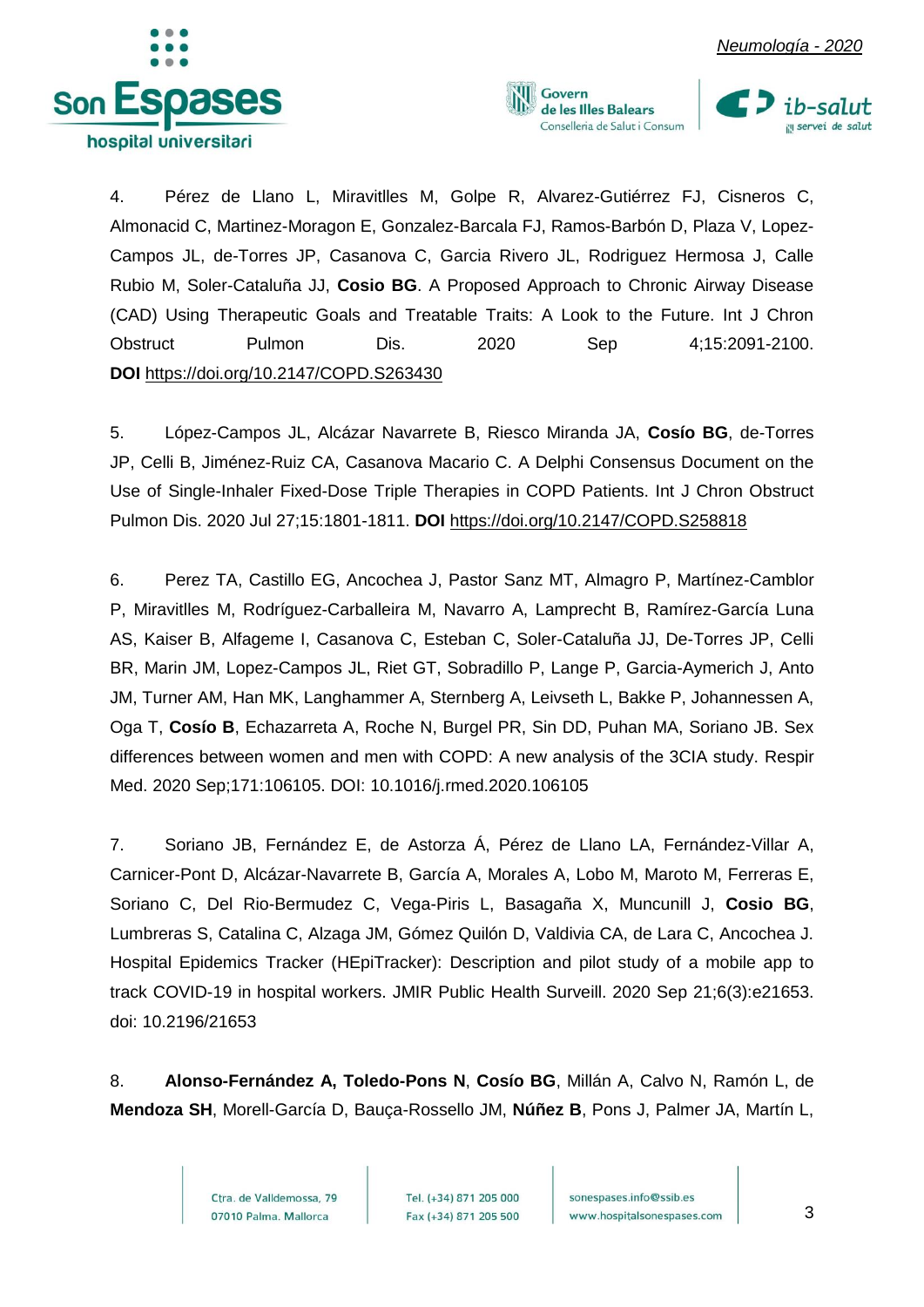4. Pérez de Llano L, Miravitlles M, Golpe R, Alvarez-Gutiérrez FJ, Cisneros C, Almonacid C, Martinez-Moragon E, Gonzalez-Barcala FJ, Ramos-Barbón D, Plaza V, Lopez-Campos JL, de-Torres JP, Casanova C, Garcia Rivero JL, Rodriguez Hermosa J, Calle Rubio M, Soler-Cataluña JJ, **Cosio BG**. A Proposed Approach to Chronic Airway Disease (CAD) Using Therapeutic Goals and Treatable Traits: A Look to the Future. Int J Chron Obstruct Pulmon Dis. 2020 Sep 4;15:2091-2100. **DOI** https://doi.org/10.2147/COPD.S263430

5. López-Campos JL, Alcázar Navarrete B, Riesco Miranda JA, **Cosío BG**, de-Torres JP, Celli B, Jiménez-Ruiz CA, Casanova Macario C. A Delphi Consensus Document on the Use of Single-Inhaler Fixed-Dose Triple Therapies in COPD Patients. Int J Chron Obstruct Pulmon Dis. 2020 Jul 27;15:1801-1811. **DOI** https://doi.org/10.2147/COPD.S258818

6. Perez TA, Castillo EG, Ancochea J, Pastor Sanz MT, Almagro P, Martínez-Camblor P, Miravitlles M, Rodríguez-Carballeira M, Navarro A, Lamprecht B, Ramírez-García Luna AS, Kaiser B, Alfageme I, Casanova C, Esteban C, Soler-Cataluña JJ, De-Torres JP, Celli BR, Marin JM, Lopez-Campos JL, Riet GT, Sobradillo P, Lange P, Garcia-Aymerich J, Anto JM, Turner AM, Han MK, Langhammer A, Sternberg A, Leivseth L, Bakke P, Johannessen A, Oga T, **Cosío B**, Echazarreta A, Roche N, Burgel PR, Sin DD, Puhan MA, Soriano JB. Sex differences between women and men with COPD: A new analysis of the 3CIA study. Respir Med. 2020 Sep;171:106105. DOI: 10.1016/j.rmed.2020.106105

7. Soriano JB, Fernández E, de Astorza Á, Pérez de Llano LA, Fernández-Villar A, Carnicer-Pont D, Alcázar-Navarrete B, García A, Morales A, Lobo M, Maroto M, Ferreras E, Soriano C, Del Rio-Bermudez C, Vega-Piris L, Basagaña X, Muncunill J, **Cosio BG**, Lumbreras S, Catalina C, Alzaga JM, Gómez Quilón D, Valdivia CA, de Lara C, Ancochea J. Hospital Epidemics Tracker (HEpiTracker): Description and pilot study of a mobile app to track COVID-19 in hospital workers. JMIR Public Health Surveill. 2020 Sep 21;6(3):e21653. doi: 10.2196/21653

8. **Alonso-Fernández A, Toledo-Pons N**, **Cosío BG**, Millán A, Calvo N, Ramón L, de **Mendoza SH**, Morell-García D, Bauça-Rossello JM, **Núñez B**, Pons J, Palmer JA, Martín L,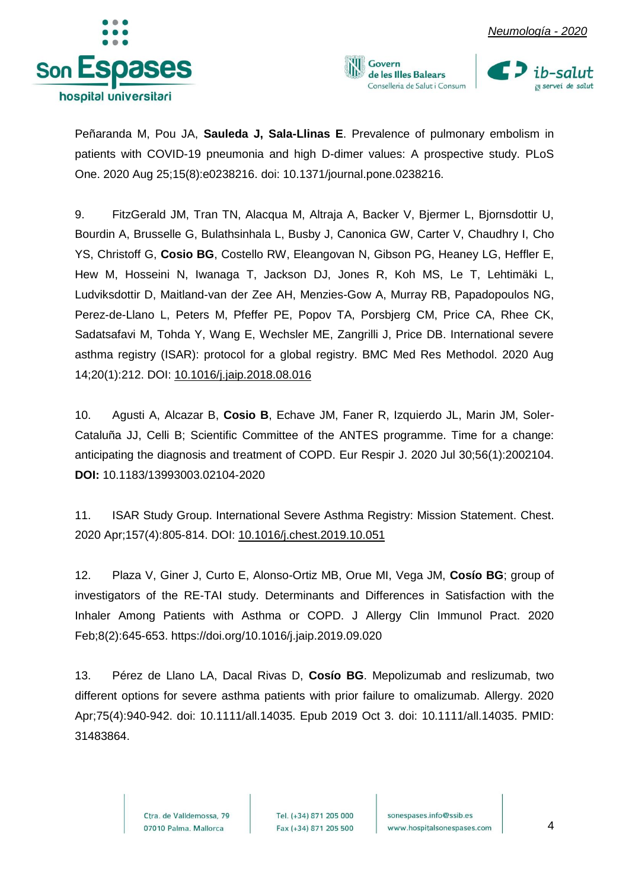Peñaranda M, Pou JA, **Sauleda J, Sala-Llinas E**. Prevalence of pulmonary embolism in patients with COVID-19 pneumonia and high D-dimer values: A prospective study. PLoS One. 2020 Aug 25;15(8):e0238216. doi: 10.1371/journal.pone.0238216.

9. FitzGerald JM, Tran TN, Alacqua M, Altraja A, Backer V, Bjermer L, Bjornsdottir U, Bourdin A, Brusselle G, Bulathsinhala L, Busby J, Canonica GW, Carter V, Chaudhry I, Cho YS, Christoff G, **Cosio BG**, Costello RW, Eleangovan N, Gibson PG, Heaney LG, Heffler E, Hew M, Hosseini N, Iwanaga T, Jackson DJ, Jones R, Koh MS, Le T, Lehtimäki L, Ludviksdottir D, Maitland-van der Zee AH, Menzies-Gow A, Murray RB, Papadopoulos NG, Perez-de-Llano L, Peters M, Pfeffer PE, Popov TA, Porsbjerg CM, Price CA, Rhee CK, Sadatsafavi M, Tohda Y, Wang E, Wechsler ME, Zangrilli J, Price DB. International severe asthma registry (ISAR): protocol for a global registry. BMC Med Res Methodol. 2020 Aug 14;20(1):212. DOI: 10.1016/j.jaip.2018.08.016

10. Agusti A, Alcazar B, **Cosio B**, Echave JM, Faner R, Izquierdo JL, Marin JM, Soler-Cataluña JJ, Celli B; Scientific Committee of the ANTES programme. Time for a change: anticipating the diagnosis and treatment of COPD. Eur Respir J. 2020 Jul 30;56(1):2002104. **DOI:** 10.1183/13993003.02104-2020

11. ISAR Study Group. International Severe Asthma Registry: Mission Statement. Chest. 2020 Apr;157(4):805-814. DOI: 10.1016/j.chest.2019.10.051

12. Plaza V, Giner J, Curto E, Alonso-Ortiz MB, Orue MI, Vega JM, **Cosío BG**; group of investigators of the RE-TAI study. Determinants and Differences in Satisfaction with the Inhaler Among Patients with Asthma or COPD. J Allergy Clin Immunol Pract. 2020 Feb;8(2):645-653. https://doi.org/10.1016/j.jaip.2019.09.020

13. Pérez de Llano LA, Dacal Rivas D, **Cosío BG**. Mepolizumab and reslizumab, two different options for severe asthma patients with prior failure to omalizumab. Allergy. 2020 Apr;75(4):940-942. doi: 10.1111/all.14035. Epub 2019 Oct 3. doi: 10.1111/all.14035. PMID: 31483864.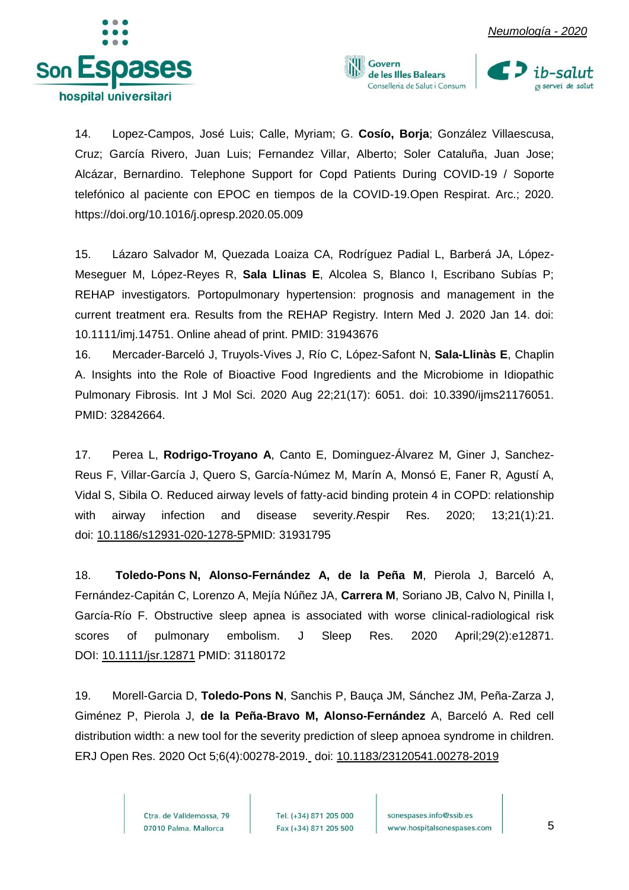14. Lopez-Campos, José Luis; Calle, Myriam; G. **Cosío, Borja**; González Villaescusa, Cruz; García Rivero, Juan Luis; Fernandez Villar, Alberto; Soler Cataluña, Juan Jose; Alcázar, Bernardino. Telephone Support for Copd Patients During COVID-19 / Soporte telefónico al paciente con EPOC en tiempos de la COVID-19.Open Respirat. Arc.; 2020. https://doi.org/10.1016/j.opresp.2020.05.009

15. Lázaro Salvador M, Quezada Loaiza CA, Rodríguez Padial L, Barberá JA, López-Meseguer M, López-Reyes R, **Sala Llinas E**, Alcolea S, Blanco I, Escribano Subías P; REHAP investigators. Portopulmonary hypertension: prognosis and management in the current treatment era. Results from the REHAP Registry. Intern Med J. 2020 Jan 14. doi: 10.1111/imj.14751. Online ahead of print. PMID: 31943676

16. Mercader-Barceló J, Truyols-Vives J, Río C, López-Safont N, **Sala-Llinàs E**, Chaplin A. Insights into the Role of Bioactive Food Ingredients and the Microbiome in Idiopathic Pulmonary Fibrosis. Int J Mol Sci. 2020 Aug 22;21(17): 6051. doi: 10.3390/ijms21176051. PMID: 32842664.

17. Perea L, **Rodrigo-Troyano A**, Canto E, Dominguez-Álvarez M, Giner J, Sanchez-Reus F, Villar-García J, Quero S, García-Númez M, Marín A, Monsó E, Faner R, Agustí A, Vidal S, Sibila O. Reduced airway levels of fatty-acid binding protein 4 in COPD: relationship with airway infection and disease severity.*R*espir Res. 2020; 13;21(1):21. doi: 10.1186/s12931-020-1278-5PMID: 31931795

18. **Toledo-Pons N, Alonso-Fernández A, de la Peña M**, Pierola J, Barceló A, Fernández-Capitán C, Lorenzo A, Mejía Núñez JA, **Carrera M**, Soriano JB, Calvo N, Pinilla I, García-Río F. Obstructive sleep apnea is associated with worse clinical-radiological risk scores of pulmonary embolism. J Sleep Res. 2020 April;29(2):e12871. DOI: 10.1111/jsr.12871 PMID: 31180172

19. Morell-Garcia D, **Toledo-Pons N**, Sanchis P, Bauça JM, Sánchez JM, Peña-Zarza J, Giménez P, Pierola J, **de la Peña-Bravo M, Alonso-Fernández** A, Barceló A. Red cell distribution width: a new tool for the severity prediction of sleep apnoea syndrome in children. ERJ Open Res. 2020 Oct 5;6(4):00278-2019. doi: 10.1183/23120541.00278-2019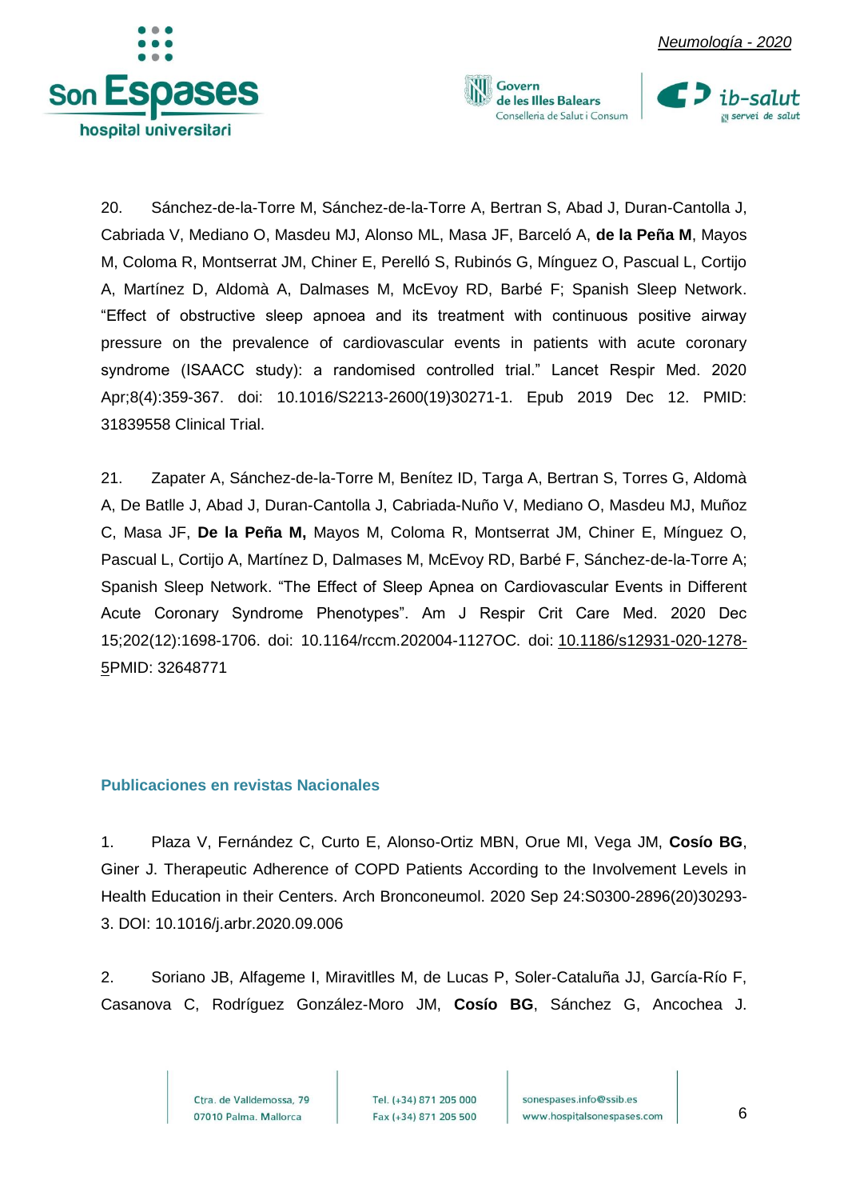20. Sánchez-de-la-Torre M, Sánchez-de-la-Torre A, Bertran S, Abad J, Duran-Cantolla J, Cabriada V, Mediano O, Masdeu MJ, Alonso ML, Masa JF, Barceló A, **de la Peña M**, Mayos M, Coloma R, Montserrat JM, Chiner E, Perelló S, Rubinós G, Mínguez O, Pascual L, Cortijo A, Martínez D, Aldomà A, Dalmases M, McEvoy RD, Barbé F; Spanish Sleep Network. "Effect of obstructive sleep apnoea and its treatment with continuous positive airway pressure on the prevalence of cardiovascular events in patients with acute coronary syndrome (ISAACC study): a randomised controlled trial." Lancet Respir Med. 2020 Apr;8(4):359-367. doi: 10.1016/S2213-2600(19)30271-1. Epub 2019 Dec 12. PMID: 31839558 Clinical Trial.

21. Zapater A, Sánchez-de-la-Torre M, Benítez ID, Targa A, Bertran S, Torres G, Aldomà A, De Batlle J, Abad J, Duran-Cantolla J, Cabriada-Nuño V, Mediano O, Masdeu MJ, Muñoz C, Masa JF, **De la Peña M,** Mayos M, Coloma R, Montserrat JM, Chiner E, Mínguez O, Pascual L, Cortijo A, Martínez D, Dalmases M, McEvoy RD, Barbé F, Sánchez-de-la-Torre A; Spanish Sleep Network. "The Effect of Sleep Apnea on Cardiovascular Events in Different Acute Coronary Syndrome Phenotypes". Am J Respir Crit Care Med. 2020 Dec 15;202(12):1698-1706. doi: 10.1164/rccm.202004-1127OC. doi: 10.1186/s12931-020-1278-5PMID: 32648771

### Publicaciones en revistas Nacionales

1. Plaza V, Fernández C, Curto E, Alonso-Ortiz MBN, Orue MI, Vega JM, **Cosío BG**, Giner J. Therapeutic Adherence of COPD Patients According to the Involvement Levels in Health Education in their Centers. Arch Bronconeumol. 2020 Sep 24:S0300-2896(20)30293-3. DOI: 10.1016/j.arbr.2020.09.006

2. Soriano JB, Alfageme I, Miravitlles M, de Lucas P, Soler-Cataluña JJ, García-Río F, Casanova C, Rodríguez González-Moro JM, **Cosío BG**, Sánchez G, Ancochea J.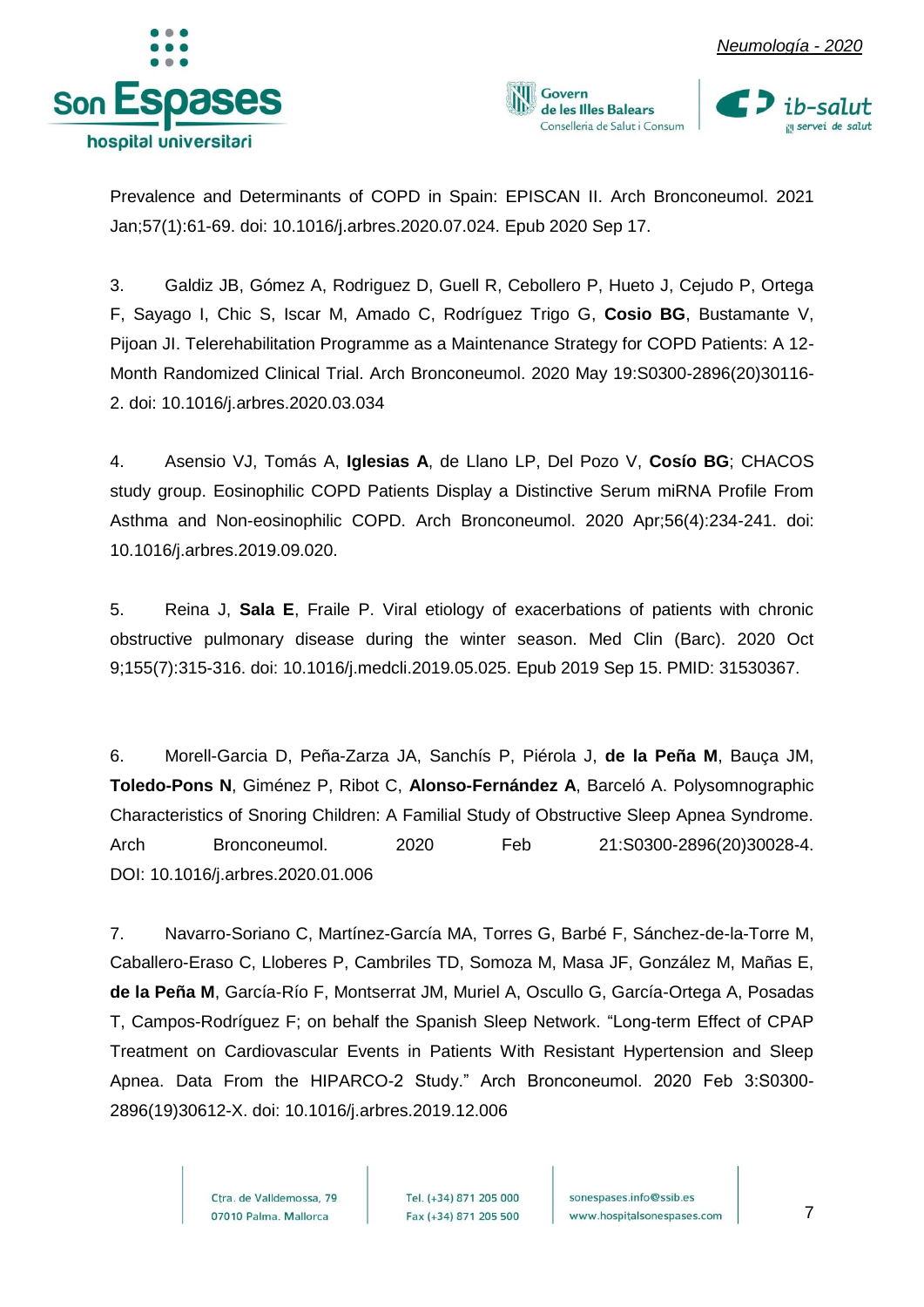Prevalence and Determinants of COPD in Spain: EPISCAN II. Arch Bronconeumol. 2021 Jan;57(1):61-69. doi: 10.1016/j.arbres.2020.07.024. Epub 2020 Sep 17.

3. Galdiz JB, Gómez A, Rodriguez D, Guell R, Cebollero P, Hueto J, Cejudo P, Ortega F, Sayago I, Chic S, Iscar M, Amado C, Rodríguez Trigo G, **Cosio BG**, Bustamante V, Pijoan JI. Telerehabilitation Programme as a Maintenance Strategy for COPD Patients: A 12-Month Randomized Clinical Trial. Arch Bronconeumol. 2020 May 19:S0300-2896(20)30116-2. doi: 10.1016/j.arbres.2020.03.034

4. Asensio VJ, Tomás A, **Iglesias A**, de Llano LP, Del Pozo V, **Cosío BG**; CHACOS study group. Eosinophilic COPD Patients Display a Distinctive Serum miRNA Profile From Asthma and Non-eosinophilic COPD. Arch Bronconeumol. 2020 Apr;56(4):234-241. doi: 10.1016/j.arbres.2019.09.020.

5. Reina J, **Sala E**, Fraile P. Viral etiology of exacerbations of patients with chronic obstructive pulmonary disease during the winter season. Med Clin (Barc). 2020 Oct 9;155(7):315-316. doi: 10.1016/j.medcli.2019.05.025. Epub 2019 Sep 15. PMID: 31530367.

6. Morell-Garcia D, Peña-Zarza JA, Sanchís P, Piérola J, **de la Peña M**, Bauça JM, **Toledo-Pons N**, Giménez P, Ribot C, **Alonso-Fernández A**, Barceló A. Polysomnographic Characteristics of Snoring Children: A Familial Study of Obstructive Sleep Apnea Syndrome. Arch Bronconeumol. 2020 Feb 21:S0300-2896(20)30028-4. DOI: 10.1016/j.arbres.2020.01.006

7. Navarro-Soriano C, Martínez-García MA, Torres G, Barbé F, Sánchez-de-la-Torre M, Caballero-Eraso C, Lloberes P, Cambriles TD, Somoza M, Masa JF, González M, Mañas E, **de la Peña M**, García-Río F, Montserrat JM, Muriel A, Oscullo G, García-Ortega A, Posadas T, Campos-Rodríguez F; on behalf the Spanish Sleep Network. "Long-term Effect of CPAP Treatment on Cardiovascular Events in Patients With Resistant Hypertension and Sleep Apnea. Data From the HIPARCO-2 Study." Arch Bronconeumol. 2020 Feb 3:S0300-2896(19)30612-X. doi: 10.1016/j.arbres.2019.12.006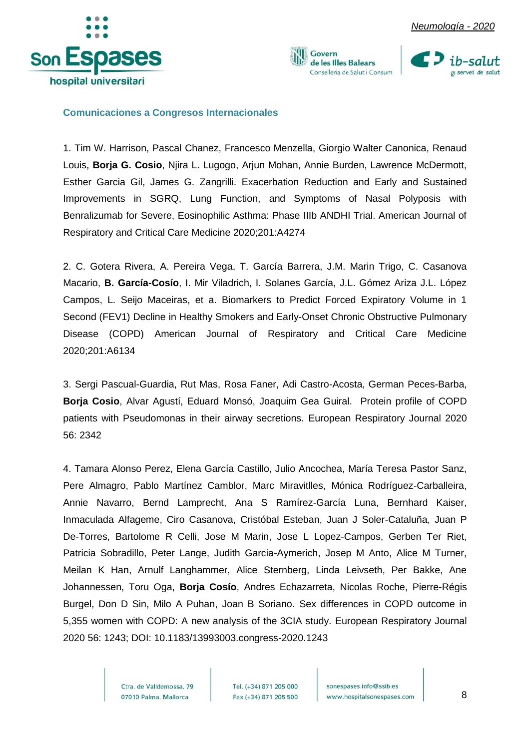## Comunicaciones a Congresos Internacionales

1. Tim W. Harrison, Pascal Chanez, Francesco Menzella, Giorgio Walter Canonica, Renaud Louis, **Borja G. Cosio**, Njira L. Lugogo, Arjun Mohan, Annie Burden, Lawrence McDermott, Esther Garcia Gil, James G. Zangrilli. Exacerbation Reduction and Early and Sustained Improvements in SGRQ, Lung Function, and Symptoms of Nasal Polyposis with Benralizumab for Severe, Eosinophilic Asthma: Phase IIIb ANDHI Trial. American Journal of Respiratory and Critical Care Medicine 2020;201:A4274

2. C. Gotera Rivera, A. Pereira Vega, T. García Barrera, J.M. Marin Trigo, C. Casanova Macario, **B. García-Cosío**, I. Mir Viladrich, I. Solanes García, J.L. Gómez Ariza J.L. López Campos, L. Seijo Maceiras, et a. Biomarkers to Predict Forced Expiratory Volume in 1 Second (FEV1) Decline in Healthy Smokers and Early-Onset Chronic Obstructive Pulmonary Disease (COPD) American Journal of Respiratory and Critical Care Medicine 2020;201:A6134

3. Sergi Pascual-Guardia, Rut Mas, Rosa Faner, Adi Castro-Acosta, German Peces-Barba, **Borja Cosio**, Alvar Agustí, Eduard Monsó, Joaquim Gea Guiral. Protein profile of COPD patients with Pseudomonas in their airway secretions. European Respiratory Journal 2020 56: 2342

4. Tamara Alonso Perez, Elena García Castillo, Julio Ancochea, María Teresa Pastor Sanz, Pere Almagro, Pablo Martínez Camblor, Marc Miravitlles, Mónica Rodríguez-Carballeira, Annie Navarro, Bernd Lamprecht, Ana S Ramírez-García Luna, Bernhard Kaiser, Inmaculada Alfageme, Ciro Casanova, Cristóbal Esteban, Juan J Soler-Cataluña, Juan P De-Torres, Bartolome R Celli, Jose M Marin, Jose L Lopez-Campos, Gerben Ter Riet, Patricia Sobradillo, Peter Lange, Judith Garcia-Aymerich, Josep M Anto, Alice M Turner, Meilan K Han, Arnulf Langhammer, Alice Sternberg, Linda Leivseth, Per Bakke, Ane Johannessen, Toru Oga, **Borja Cosío**, Andres Echazarreta, Nicolas Roche, Pierre-Régis Burgel, Don D Sin, Milo A Puhan, Joan B Soriano. Sex differences in COPD outcome in 5,355 women with COPD: A new analysis of the 3CIA study. European Respiratory Journal 2020 56: 1243; DOI: 10.1183/13993003.congress-2020.1243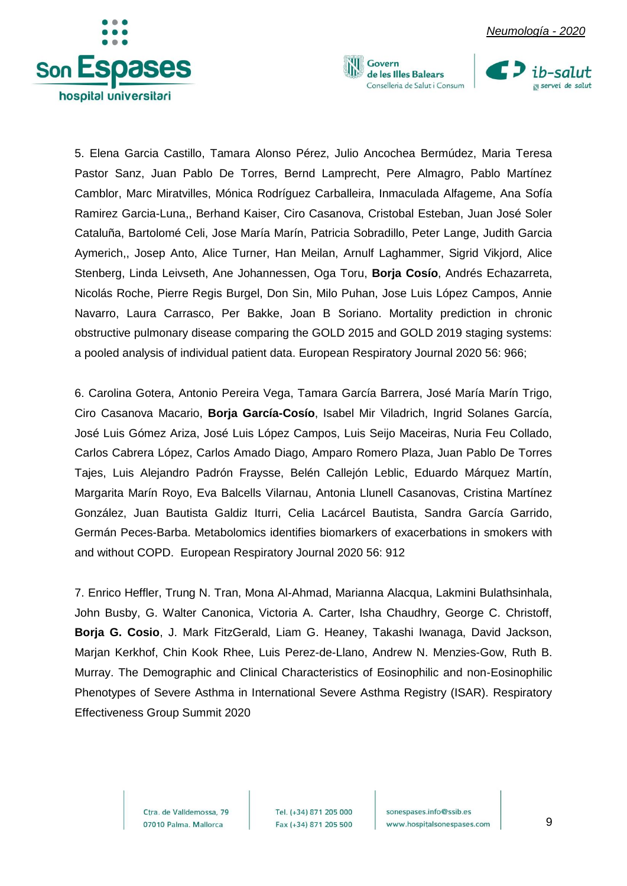5. Elena Garcia Castillo, Tamara Alonso Pérez, Julio Ancochea Bermúdez, Maria Teresa Pastor Sanz, Juan Pablo De Torres, Bernd Lamprecht, Pere Almagro, Pablo Martínez Camblor, Marc Miratvilles, Mónica Rodríguez Carballeira, Inmaculada Alfageme, Ana Sofía Ramirez Garcia-Luna,, Berhand Kaiser, Ciro Casanova, Cristobal Esteban, Juan José Soler Cataluña, Bartolomé Celi, Jose María Marín, Patricia Sobradillo, Peter Lange, Judith Garcia Aymerich,, Josep Anto, Alice Turner, Han Meilan, Arnulf Laghammer, Sigrid Vikjord, Alice Stenberg, Linda Leivseth, Ane Johannessen, Oga Toru, **Borja Cosío**, Andrés Echazarreta, Nicolás Roche, Pierre Regis Burgel, Don Sin, Milo Puhan, Jose Luis López Campos, Annie Navarro, Laura Carrasco, Per Bakke, Joan B Soriano. Mortality prediction in chronic obstructive pulmonary disease comparing the GOLD 2015 and GOLD 2019 staging systems: a pooled analysis of individual patient data. European Respiratory Journal 2020 56: 966;

6. Carolina Gotera, Antonio Pereira Vega, Tamara García Barrera, José María Marín Trigo, Ciro Casanova Macario, **Borja García-Cosío**, Isabel Mir Viladrich, Ingrid Solanes García, José Luis Gómez Ariza, José Luis López Campos, Luis Seijo Maceiras, Nuria Feu Collado, Carlos Cabrera López, Carlos Amado Diago, Amparo Romero Plaza, Juan Pablo De Torres Tajes, Luis Alejandro Padrón Fraysse, Belén Callejón Leblic, Eduardo Márquez Martín, Margarita Marín Royo, Eva Balcells Vilarnau, Antonia Llunell Casanovas, Cristina Martínez González, Juan Bautista Galdiz Iturri, Celia Lacárcel Bautista, Sandra García Garrido, Germán Peces-Barba. Metabolomics identifies biomarkers of exacerbations in smokers with and without COPD. European Respiratory Journal 2020 56: 912

7. Enrico Heffler, Trung N. Tran, Mona Al-Ahmad, Marianna Alacqua, Lakmini Bulathsinhala, John Busby, G. Walter Canonica, Victoria A. Carter, Isha Chaudhry, George C. Christoff, **Borja G. Cosio**, J. Mark FitzGerald, Liam G. Heaney, Takashi Iwanaga, David Jackson, Marjan Kerkhof, Chin Kook Rhee, Luis Perez-de-Llano, Andrew N. Menzies-Gow, Ruth B. Murray. The Demographic and Clinical Characteristics of Eosinophilic and non-Eosinophilic Phenotypes of Severe Asthma in International Severe Asthma Registry (ISAR). Respiratory Effectiveness Group Summit 2020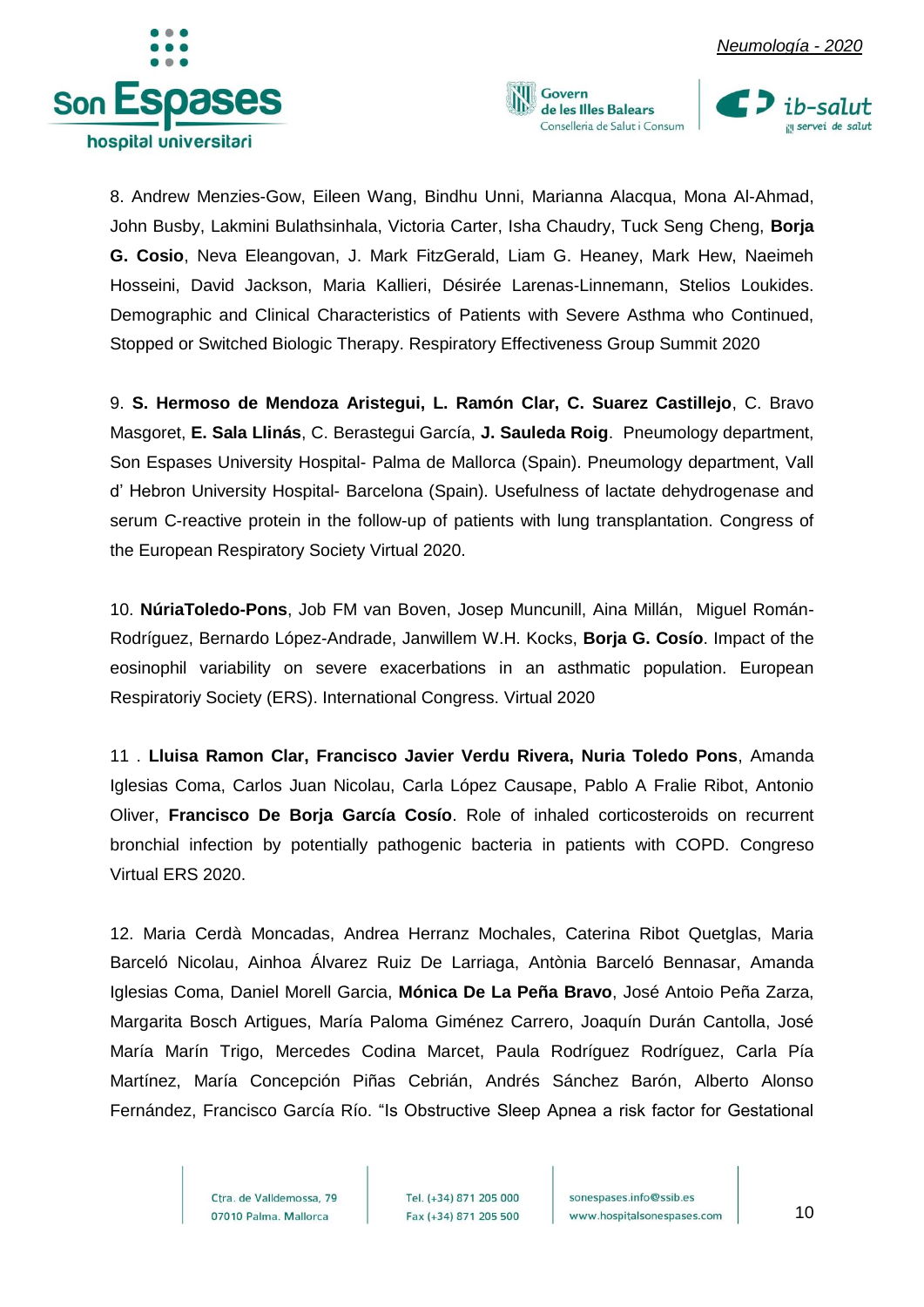8. Andrew Menzies-Gow, Eileen Wang, Bindhu Unni, Marianna Alacqua, Mona Al-Ahmad, John Busby, Lakmini Bulathsinhala, Victoria Carter, Isha Chaudry, Tuck Seng Cheng, **Borja G. Cosio**, Neva Eleangovan, J. Mark FitzGerald, Liam G. Heaney, Mark Hew, Naeimeh Hosseini, David Jackson, Maria Kallieri, Désirée Larenas-Linnemann, Stelios Loukides. Demographic and Clinical Characteristics of Patients with Severe Asthma who Continued, Stopped or Switched Biologic Therapy. Respiratory Effectiveness Group Summit 2020

9. **S. Hermoso de Mendoza Aristegui, L. Ramón Clar, C. Suarez Castillejo**, C. Bravo Masgoret, **E. Sala Llinás**, C. Berastegui García, **J. Sauleda Roig**. Pneumology department, Son Espases University Hospital- Palma de Mallorca (Spain). Pneumology department, Vall d' Hebron University Hospital- Barcelona (Spain). Usefulness of lactate dehydrogenase and serum C-reactive protein in the follow-up of patients with lung transplantation. Congress of the European Respiratory Society Virtual 2020.

10. **NúriaToledo-Pons**, Job FM van Boven, Josep Muncunill, Aina Millán, Miguel Román-Rodríguez, Bernardo López-Andrade, Janwillem W.H. Kocks, **Borja G. Cosío**. Impact of the eosinophil variability on severe exacerbations in an asthmatic population. European Respiratoriy Society (ERS). International Congress. Virtual 2020

11 . **Lluisa Ramon Clar, Francisco Javier Verdu Rivera, Nuria Toledo Pons**, Amanda Iglesias Coma, Carlos Juan Nicolau, Carla López Causape, Pablo A Fralie Ribot, Antonio Oliver, **Francisco De Borja García Cosío**. Role of inhaled corticosteroids on recurrent bronchial infection by potentially pathogenic bacteria in patients with COPD. Congreso Virtual ERS 2020.

12. Maria Cerdà Moncadas, Andrea Herranz Mochales, Caterina Ribot Quetglas, Maria Barceló Nicolau, Ainhoa Álvarez Ruiz De Larriaga, Antònia Barceló Bennasar, Amanda Iglesias Coma, Daniel Morell Garcia, **Mónica De La Peña Bravo**, José Antoio Peña Zarza, Margarita Bosch Artigues, María Paloma Giménez Carrero, Joaquín Durán Cantolla, José María Marín Trigo, Mercedes Codina Marcet, Paula Rodríguez Rodríguez, Carla Pía Martínez, María Concepción Piñas Cebrián, Andrés Sánchez Barón, Alberto Alonso Fernández, Francisco García Río. "Is Obstructive Sleep Apnea a risk factor for Gestational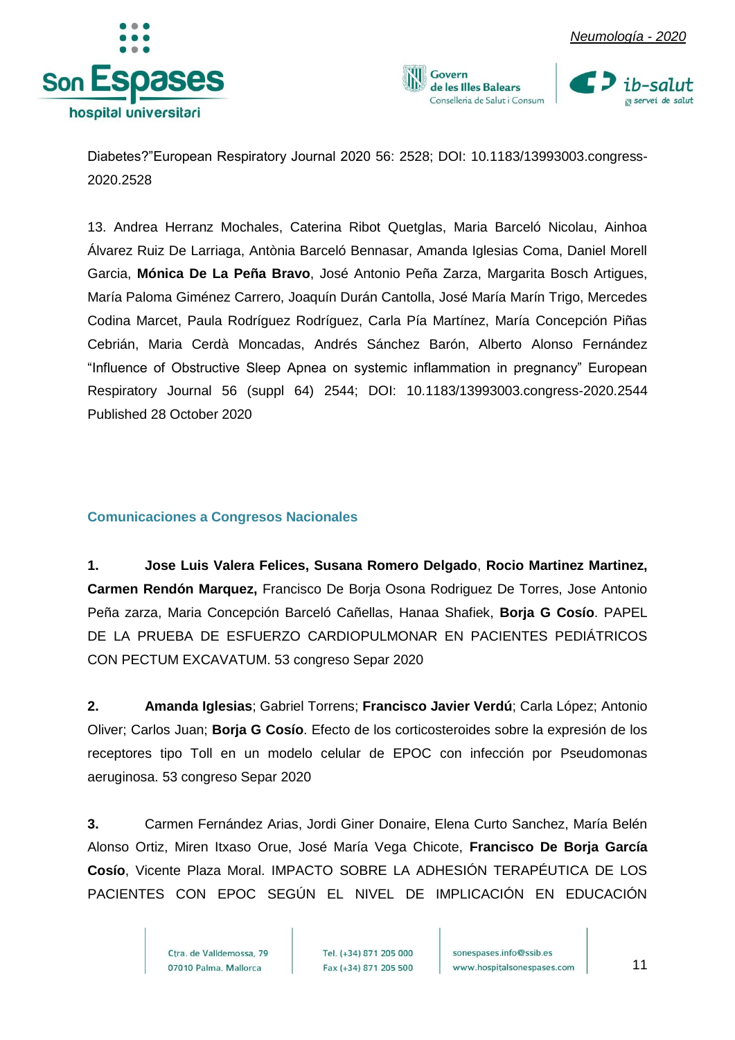Diabetes?"European Respiratory Journal 2020 56: 2528; DOI: 10.1183/13993003.congress-2020.2528

13. Andrea Herranz Mochales, Caterina Ribot Quetglas, Maria Barceló Nicolau, Ainhoa Álvarez Ruiz De Larriaga, Antònia Barceló Bennasar, Amanda Iglesias Coma, Daniel Morell Garcia, **Mónica De La Peña Bravo**, José Antonio Peña Zarza, Margarita Bosch Artigues, María Paloma Giménez Carrero, Joaquín Durán Cantolla, José María Marín Trigo, Mercedes Codina Marcet, Paula Rodríguez Rodríguez, Carla Pía Martínez, María Concepción Piñas Cebrián, Maria Cerdà Moncadas, Andrés Sánchez Barón, Alberto Alonso Fernández "Influence of Obstructive Sleep Apnea on systemic inflammation in pregnancy" European Respiratory Journal 56 (suppl 64) 2544; DOI: 10.1183/13993003.congress-2020.2544 Published 28 October 2020

## Comunicaciones a Congresos Nacionales

**1.** **Jose Luis Valera Felices, Susana Romero Delgado**, **Rocio Martinez Martinez, Carmen Rendón Marquez,** Francisco De Borja Osona Rodriguez De Torres, Jose Antonio Peña zarza, Maria Concepción Barceló Cañellas, Hanaa Shafiek, **Borja G Cosío**. PAPEL DE LA PRUEBA DE ESFUERZO CARDIOPULMONAR EN PACIENTES PEDIÁTRICOS CON PECTUM EXCAVATUM. 53 congreso Separ 2020

**2.** **Amanda Iglesias**; Gabriel Torrens; **Francisco Javier Verdú**; Carla López; Antonio Oliver; Carlos Juan; **Borja G Cosío**. Efecto de los corticosteroides sobre la expresión de los receptores tipo Toll en un modelo celular de EPOC con infección por Pseudomonas aeruginosa. 53 congreso Separ 2020

**3.** Carmen Fernández Arias, Jordi Giner Donaire, Elena Curto Sanchez, María Belén Alonso Ortiz, Miren Itxaso Orue, José María Vega Chicote, **Francisco De Borja García Cosío**, Vicente Plaza Moral. IMPACTO SOBRE LA ADHESIÓN TERAPÉUTICA DE LOS PACIENTES CON EPOC SEGÚN EL NIVEL DE IMPLICACIÓN EN EDUCACIÓN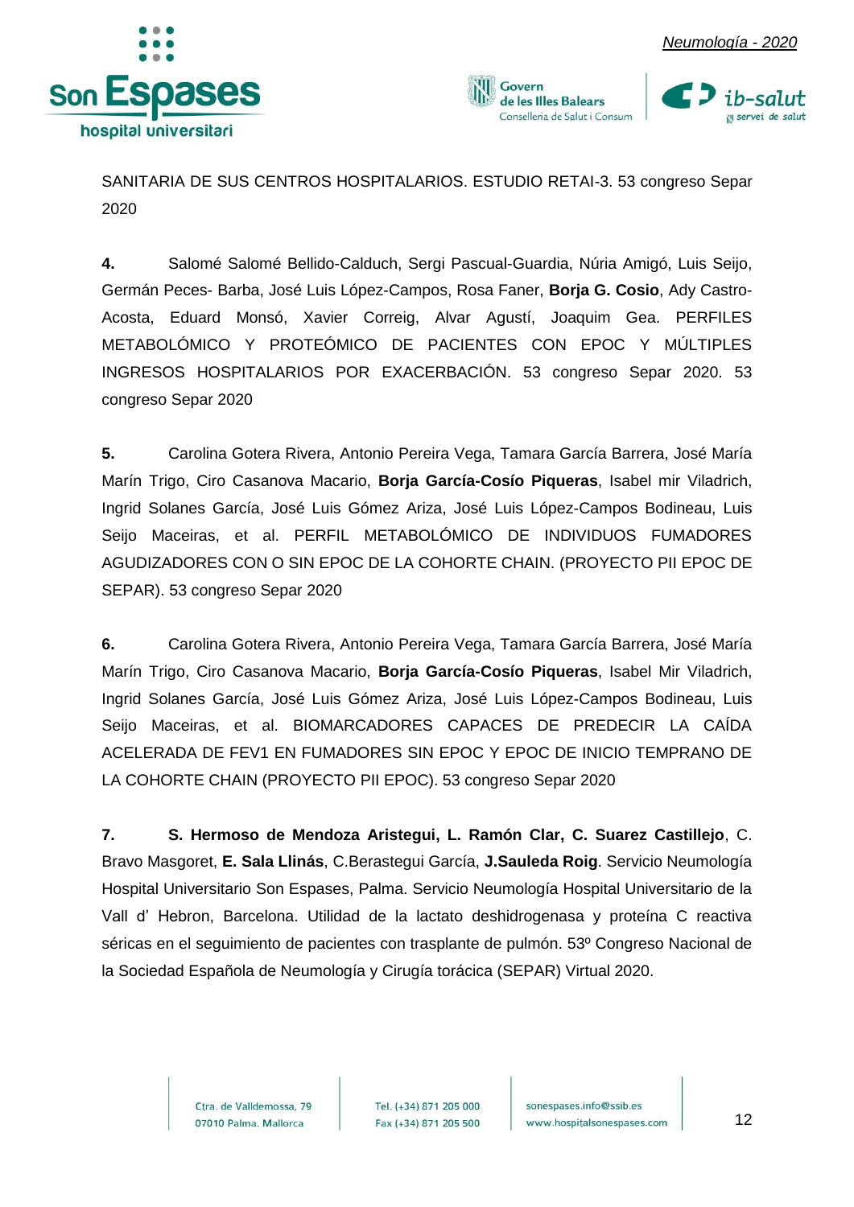SANITARIA DE SUS CENTROS HOSPITALARIOS. ESTUDIO RETAI-3. 53 congreso Separ 2020

**4.** Salomé Salomé Bellido-Calduch, Sergi Pascual-Guardia, Núria Amigó, Luis Seijo, Germán Peces- Barba, José Luis López-Campos, Rosa Faner, **Borja G. Cosio**, Ady Castro-Acosta, Eduard Monsó, Xavier Correig, Alvar Agustí, Joaquim Gea. PERFILES METABOLÓMICO Y PROTEÓMICO DE PACIENTES CON EPOC Y MÚLTIPLES INGRESOS HOSPITALARIOS POR EXACERBACIÓN. 53 congreso Separ 2020. 53 congreso Separ 2020

**5.** Carolina Gotera Rivera, Antonio Pereira Vega, Tamara García Barrera, José María Marín Trigo, Ciro Casanova Macario, **Borja García-Cosío Piqueras**, Isabel mir Viladrich, Ingrid Solanes García, José Luis Gómez Ariza, José Luis López-Campos Bodineau, Luis Seijo Maceiras, et al. PERFIL METABOLÓMICO DE INDIVIDUOS FUMADORES AGUDIZADORES CON O SIN EPOC DE LA COHORTE CHAIN. (PROYECTO PII EPOC DE SEPAR). 53 congreso Separ 2020

**6.** Carolina Gotera Rivera, Antonio Pereira Vega, Tamara García Barrera, José María Marín Trigo, Ciro Casanova Macario, **Borja García-Cosío Piqueras**, Isabel Mir Viladrich, Ingrid Solanes García, José Luis Gómez Ariza, José Luis López-Campos Bodineau, Luis Seijo Maceiras, et al. BIOMARCADORES CAPACES DE PREDECIR LA CAÍDA ACELERADA DE FEV1 EN FUMADORES SIN EPOC Y EPOC DE INICIO TEMPRANO DE LA COHORTE CHAIN (PROYECTO PII EPOC). 53 congreso Separ 2020

**7.** **S. Hermoso de Mendoza Aristegui, L. Ramón Clar, C. Suarez Castillejo**, C. Bravo Masgoret, **E. Sala Llinás**, C.Berastegui García, **J.Sauleda Roig**. Servicio Neumología Hospital Universitario Son Espases, Palma. Servicio Neumología Hospital Universitario de la Vall d' Hebron, Barcelona. Utilidad de la lactato deshidrogenasa y proteína C reactiva séricas en el seguimiento de pacientes con trasplante de pulmón. 53º Congreso Nacional de la Sociedad Española de Neumología y Cirugía torácica (SEPAR) Virtual 2020.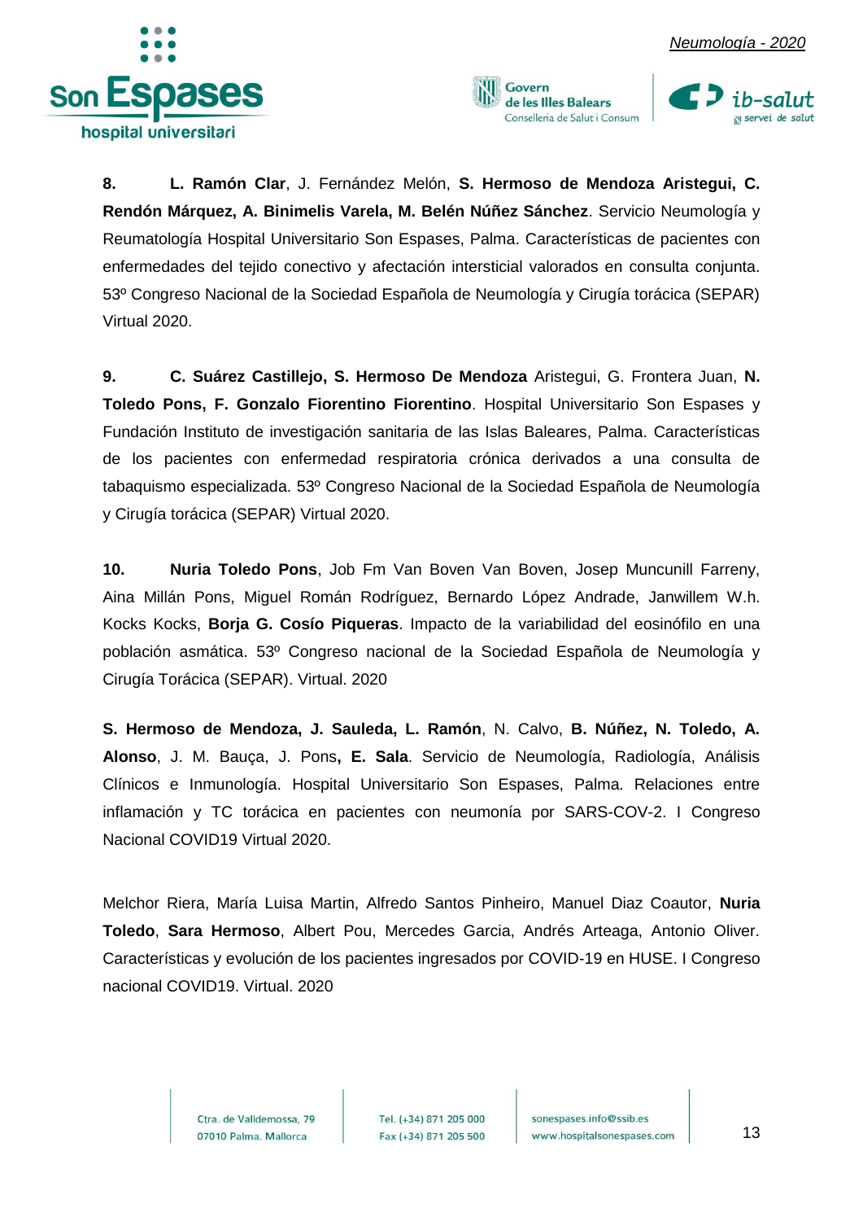8. **L. Ramón Clar**, J. Fernández Melón, **S. Hermoso de Mendoza Aristegui, C. Rendón Márquez, A. Binimelis Varela, M. Belén Núñez Sánchez**. Servicio Neumología y Reumatología Hospital Universitario Son Espases, Palma. Características de pacientes con enfermedades del tejido conectivo y afectación intersticial valorados en consulta conjunta. 53º Congreso Nacional de la Sociedad Española de Neumología y Cirugía torácica (SEPAR) Virtual 2020.

9. **C. Suárez Castillejo, S. Hermoso De Mendoza** Aristegui, G. Frontera Juan, **N. Toledo Pons, F. Gonzalo Fiorentino Fiorentino**. Hospital Universitario Son Espases y Fundación Instituto de investigación sanitaria de las Islas Baleares, Palma. Características de los pacientes con enfermedad respiratoria crónica derivados a una consulta de tabaquismo especializada. 53º Congreso Nacional de la Sociedad Española de Neumología y Cirugía torácica (SEPAR) Virtual 2020.

10. **Nuria Toledo Pons**, Job Fm Van Boven Van Boven, Josep Muncunill Farreny, Aina Millán Pons, Miguel Román Rodríguez, Bernardo López Andrade, Janwillem W.h. Kocks Kocks, **Borja G. Cosío Piqueras**. Impacto de la variabilidad del eosinófilo en una población asmática. 53º Congreso nacional de la Sociedad Española de Neumología y Cirugía Torácica (SEPAR). Virtual. 2020

**S. Hermoso de Mendoza, J. Sauleda, L. Ramón**, N. Calvo, **B. Núñez, N. Toledo, A. Alonso**, J. M. Bauça, J. Pons**, E. Sala**. Servicio de Neumología, Radiología, Análisis Clínicos e Inmunología. Hospital Universitario Son Espases, Palma. Relaciones entre inflamación y TC torácica en pacientes con neumonía por SARS-COV-2. I Congreso Nacional COVID19 Virtual 2020.

Melchor Riera, María Luisa Martin, Alfredo Santos Pinheiro, Manuel Diaz Coautor, **Nuria Toledo**, **Sara Hermoso**, Albert Pou, Mercedes Garcia, Andrés Arteaga, Antonio Oliver. Características y evolución de los pacientes ingresados por COVID-19 en HUSE. I Congreso nacional COVID19. Virtual. 2020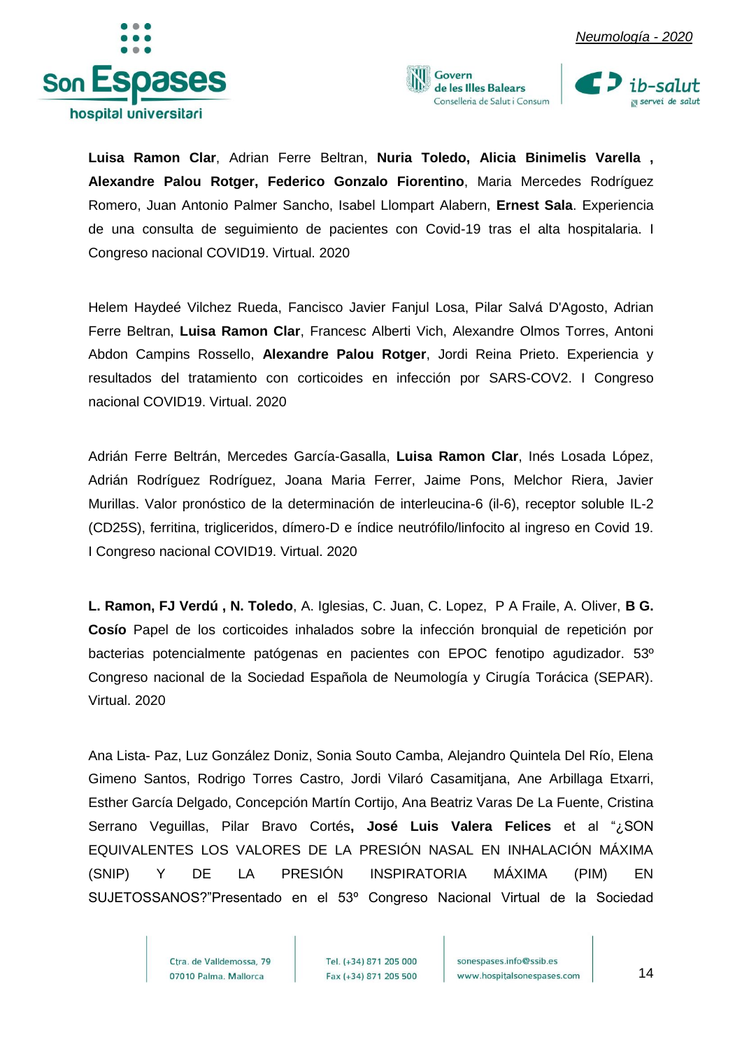**Luisa Ramon Clar**, Adrian Ferre Beltran, **Nuria Toledo, Alicia Binimelis Varella , Alexandre Palou Rotger, Federico Gonzalo Fiorentino**, Maria Mercedes Rodríguez Romero, Juan Antonio Palmer Sancho, Isabel Llompart Alabern, **Ernest Sala**. Experiencia de una consulta de seguimiento de pacientes con Covid-19 tras el alta hospitalaria. I Congreso nacional COVID19. Virtual. 2020

Helem Haydeé Vilchez Rueda, Fancisco Javier Fanjul Losa, Pilar Salvá D'Agosto, Adrian Ferre Beltran, **Luisa Ramon Clar**, Francesc Alberti Vich, Alexandre Olmos Torres, Antoni Abdon Campins Rossello, **Alexandre Palou Rotger**, Jordi Reina Prieto. Experiencia y resultados del tratamiento con corticoides en infección por SARS-COV2. I Congreso nacional COVID19. Virtual. 2020

Adrián Ferre Beltrán, Mercedes García-Gasalla, **Luisa Ramon Clar**, Inés Losada López, Adrián Rodríguez Rodríguez, Joana Maria Ferrer, Jaime Pons, Melchor Riera, Javier Murillas. Valor pronóstico de la determinación de interleucina-6 (il-6), receptor soluble IL-2 (CD25S), ferritina, trigliceridos, dímero-D e índice neutrófilo/linfocito al ingreso en Covid 19. I Congreso nacional COVID19. Virtual. 2020

**L. Ramon, FJ Verdú , N. Toledo**, A. Iglesias, C. Juan, C. Lopez, P A Fraile, A. Oliver, **B G. Cosío** Papel de los corticoides inhalados sobre la infección bronquial de repetición por bacterias potencialmente patógenas en pacientes con EPOC fenotipo agudizador. 53º Congreso nacional de la Sociedad Española de Neumología y Cirugía Torácica (SEPAR). Virtual. 2020

Ana Lista- Paz, Luz González Doniz, Sonia Souto Camba, Alejandro Quintela Del Río, Elena Gimeno Santos, Rodrigo Torres Castro, Jordi Vilaró Casamitjana, Ane Arbillaga Etxarri, Esther García Delgado, Concepción Martín Cortijo, Ana Beatriz Varas De La Fuente, Cristina Serrano Veguillas, Pilar Bravo Cortés**, José Luis Valera Felices** et al "¿SON EQUIVALENTES LOS VALORES DE LA PRESIÓN NASAL EN INHALACIÓN MÁXIMA (SNIP) Y DE LA PRESIÓN INSPIRATORIA MÁXIMA (PIM) EN SUJETOSSANOS?"Presentado en el 53º Congreso Nacional Virtual de la Sociedad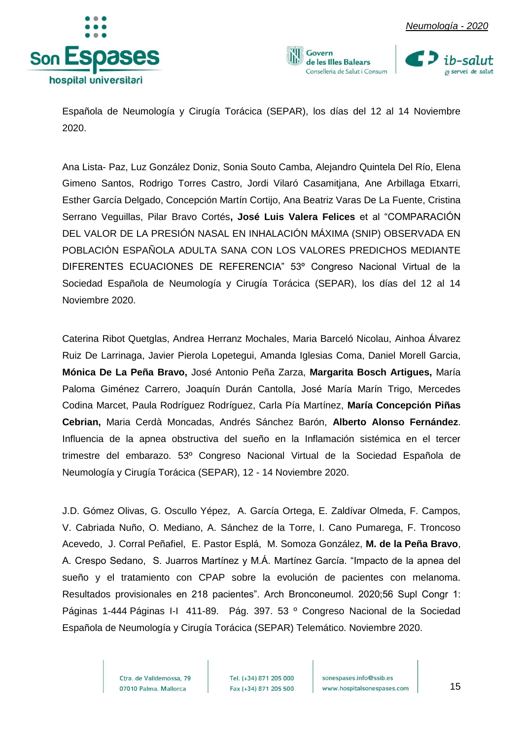Española de Neumología y Cirugía Torácica (SEPAR), los días del 12 al 14 Noviembre 2020.

Ana Lista- Paz, Luz González Doniz, Sonia Souto Camba, Alejandro Quintela Del Río, Elena Gimeno Santos, Rodrigo Torres Castro, Jordi Vilaró Casamitjana, Ane Arbillaga Etxarri, Esther García Delgado, Concepción Martín Cortijo, Ana Beatriz Varas De La Fuente, Cristina Serrano Veguillas, Pilar Bravo Cortés**, José Luis Valera Felices** et al "COMPARACIÓN DEL VALOR DE LA PRESIÓN NASAL EN INHALACIÓN MÁXIMA (SNIP) OBSERVADA EN POBLACIÓN ESPAÑOLA ADULTA SANA CON LOS VALORES PREDICHOS MEDIANTE DIFERENTES ECUACIONES DE REFERENCIA" 53º Congreso Nacional Virtual de la Sociedad Española de Neumología y Cirugía Torácica (SEPAR), los días del 12 al 14 Noviembre 2020.

Caterina Ribot Quetglas, Andrea Herranz Mochales, Maria Barceló Nicolau, Ainhoa Álvarez Ruiz De Larrinaga, Javier Pierola Lopetegui, Amanda Iglesias Coma, Daniel Morell Garcia, **Mónica De La Peña Bravo,** José Antonio Peña Zarza, **Margarita Bosch Artigues,** María Paloma Giménez Carrero, Joaquín Durán Cantolla, José María Marín Trigo, Mercedes Codina Marcet, Paula Rodríguez Rodríguez, Carla Pía Martínez, **María Concepción Piñas Cebrian,** Maria Cerdà Moncadas, Andrés Sánchez Barón, **Alberto Alonso Fernández**. Influencia de la apnea obstructiva del sueño en la Inflamación sistémica en el tercer trimestre del embarazo. 53º Congreso Nacional Virtual de la Sociedad Española de Neumología y Cirugía Torácica (SEPAR), 12 - 14 Noviembre 2020.

J.D. Gómez Olivas, G. Oscullo Yépez, A. García Ortega, E. Zaldívar Olmeda, F. Campos, V. Cabriada Nuño, O. Mediano, A. Sánchez de la Torre, I. Cano Pumarega, F. Troncoso Acevedo, J. Corral Peñafiel, E. Pastor Esplá, M. Somoza González, **M. de la Peña Bravo**, A. Crespo Sedano, S. Juarros Martínez y M.Á. Martínez García. "Impacto de la apnea del sueño y el tratamiento con CPAP sobre la evolución de pacientes con melanoma. Resultados provisionales en 218 pacientes". Arch Bronconeumol. 2020;56 Supl Congr 1: Páginas 1-444 Páginas I-I 411-89. Pág. 397. 53 º Congreso Nacional de la Sociedad Española de Neumología y Cirugía Torácica (SEPAR) Telemático. Noviembre 2020.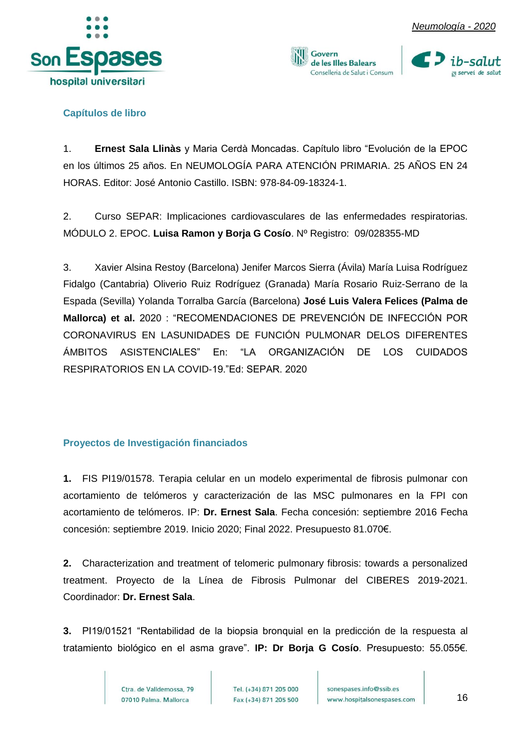### Capítulos de libro

1. **Ernest Sala Llinàs** y Maria Cerdà Moncadas. Capítulo libro "Evolución de la EPOC en los últimos 25 años. En NEUMOLOGÍA PARA ATENCIÓN PRIMARIA. 25 AÑOS EN 24 HORAS. Editor: José Antonio Castillo. ISBN: 978-84-09-18324-1.

2. Curso SEPAR: Implicaciones cardiovasculares de las enfermedades respiratorias. MÓDULO 2. EPOC. **Luisa Ramon y Borja G Cosío**. Nº Registro: 09/028355-MD

3. Xavier Alsina Restoy (Barcelona) Jenifer Marcos Sierra (Ávila) María Luisa Rodríguez Fidalgo (Cantabria) Oliverio Ruiz Rodríguez (Granada) María Rosario Ruiz-Serrano de la Espada (Sevilla) Yolanda Torralba García (Barcelona) **José Luis Valera Felices (Palma de Mallorca) et al.** 2020 : "RECOMENDACIONES DE PREVENCIÓN DE INFECCIÓN POR CORONAVIRUS EN LASUNIDADES DE FUNCIÓN PULMONAR DELOS DIFERENTES ÁMBITOS ASISTENCIALES" En: "LA ORGANIZACIÓN DE LOS CUIDADOS RESPIRATORIOS EN LA COVID-19."Ed: SEPAR. 2020

### Proyectos de Investigación financiados

**1.** FIS PI19/01578. Terapia celular en un modelo experimental de fibrosis pulmonar con acortamiento de telómeros y caracterización de las MSC pulmonares en la FPI con acortamiento de telómeros. IP: **Dr. Ernest Sala**. Fecha concesión: septiembre 2016 Fecha concesión: septiembre 2019. Inicio 2020; Final 2022. Presupuesto 81.070€.

**2.** Characterization and treatment of telomeric pulmonary fibrosis: towards a personalized treatment. Proyecto de la Línea de Fibrosis Pulmonar del CIBERES 2019-2021. Coordinador: **Dr. Ernest Sala**.

**3.** PI19/01521 "Rentabilidad de la biopsia bronquial en la predicción de la respuesta al tratamiento biológico en el asma grave". **IP: Dr Borja G Cosío**. Presupuesto: 55.055€.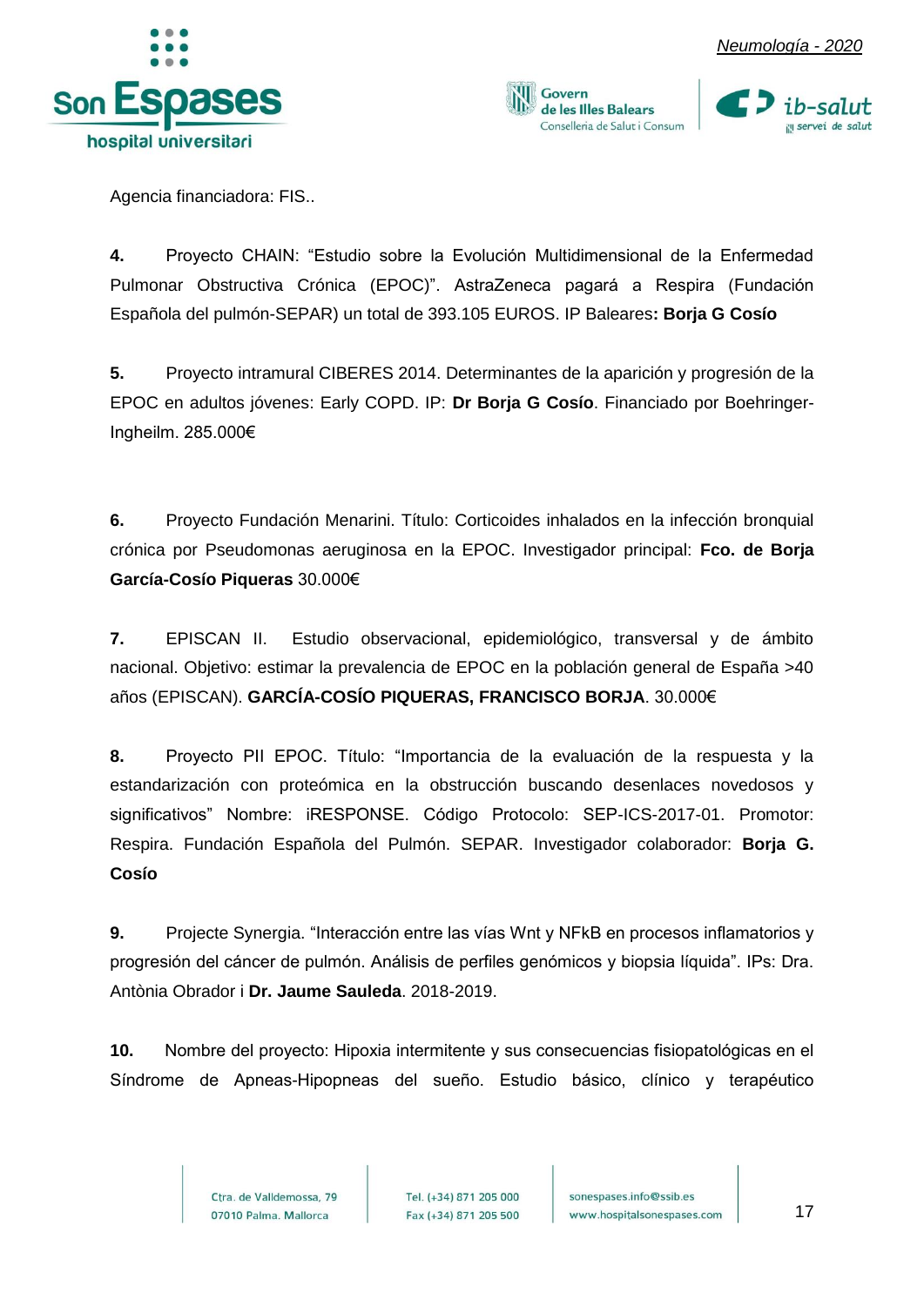Agencia financiadora: FIS..

**4.** Proyecto CHAIN: "Estudio sobre la Evolución Multidimensional de la Enfermedad Pulmonar Obstructiva Crónica (EPOC)". AstraZeneca pagará a Respira (Fundación Española del pulmón-SEPAR) un total de 393.105 EUROS. IP Baleares**: Borja G Cosío**

**5.** Proyecto intramural CIBERES 2014. Determinantes de la aparición y progresión de la EPOC en adultos jóvenes: Early COPD. IP: **Dr Borja G Cosío**. Financiado por Boehringer-Ingheilm. 285.000€

**6.** Proyecto Fundación Menarini. Título: Corticoides inhalados en la infección bronquial crónica por Pseudomonas aeruginosa en la EPOC. Investigador principal: **Fco. de Borja García-Cosío Piqueras** 30.000€

**7.** EPISCAN II. Estudio observacional, epidemiológico, transversal y de ámbito nacional. Objetivo: estimar la prevalencia de EPOC en la población general de España >40 años (EPISCAN). **GARCÍA-COSÍO PIQUERAS, FRANCISCO BORJA**. 30.000€

**8.** Proyecto PII EPOC. Título: "Importancia de la evaluación de la respuesta y la estandarización con proteómica en la obstrucción buscando desenlaces novedosos y significativos" Nombre: iRESPONSE. Código Protocolo: SEP-ICS-2017-01. Promotor: Respira. Fundación Española del Pulmón. SEPAR. Investigador colaborador: **Borja G. Cosío**

**9.** Projecte Synergia. "Interacción entre las vías Wnt y NFkB en procesos inflamatorios y progresión del cáncer de pulmón. Análisis de perfiles genómicos y biopsia líquida". IPs: Dra. Antònia Obrador i **Dr. Jaume Sauleda**. 2018-2019.

**10.** Nombre del proyecto: Hipoxia intermitente y sus consecuencias fisiopatológicas en el Síndrome de Apneas-Hipopneas del sueño. Estudio básico, clínico y terapéutico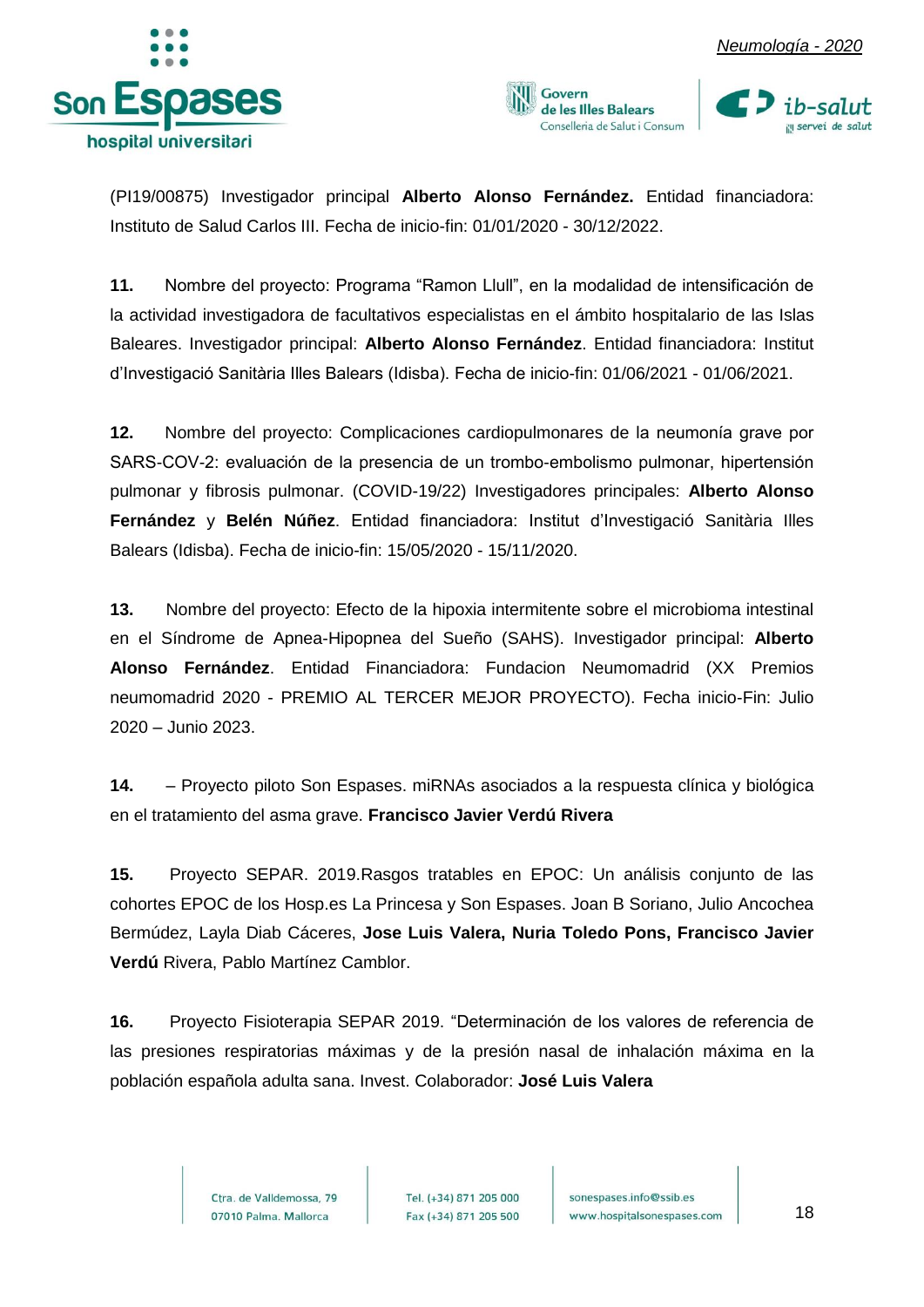(PI19/00875) Investigador principal **Alberto Alonso Fernández.** Entidad financiadora: Instituto de Salud Carlos III. Fecha de inicio-fin: 01/01/2020 - 30/12/2022.

**11.** Nombre del proyecto: Programa "Ramon Llull", en la modalidad de intensificación de la actividad investigadora de facultativos especialistas en el ámbito hospitalario de las Islas Baleares. Investigador principal: **Alberto Alonso Fernández**. Entidad financiadora: Institut d'Investigació Sanitària Illes Balears (Idisba). Fecha de inicio-fin: 01/06/2021 - 01/06/2021.

**12.** Nombre del proyecto: Complicaciones cardiopulmonares de la neumonía grave por SARS-COV-2: evaluación de la presencia de un trombo-embolismo pulmonar, hipertensión pulmonar y fibrosis pulmonar. (COVID-19/22) Investigadores principales: **Alberto Alonso Fernández** y **Belén Núñez**. Entidad financiadora: Institut d'Investigació Sanitària Illes Balears (Idisba). Fecha de inicio-fin: 15/05/2020 - 15/11/2020.

**13.** Nombre del proyecto: Efecto de la hipoxia intermitente sobre el microbioma intestinal en el Síndrome de Apnea-Hipopnea del Sueño (SAHS). Investigador principal: **Alberto Alonso Fernández**. Entidad Financiadora: Fundacion Neumomadrid (XX Premios neumomadrid 2020 - PREMIO AL TERCER MEJOR PROYECTO). Fecha inicio-Fin: Julio 2020 – Junio 2023.

**14.** – Proyecto piloto Son Espases. miRNAs asociados a la respuesta clínica y biológica en el tratamiento del asma grave. **Francisco Javier Verdú Rivera**

**15.** Proyecto SEPAR. 2019.Rasgos tratables en EPOC: Un análisis conjunto de las cohortes EPOC de los Hosp.es La Princesa y Son Espases. Joan B Soriano, Julio Ancochea Bermúdez, Layla Diab Cáceres, **Jose Luis Valera, Nuria Toledo Pons, Francisco Javier Verdú** Rivera, Pablo Martínez Camblor.

**16.** Proyecto Fisioterapia SEPAR 2019. "Determinación de los valores de referencia de las presiones respiratorias máximas y de la presión nasal de inhalación máxima en la población española adulta sana. Invest. Colaborador: **José Luis Valera**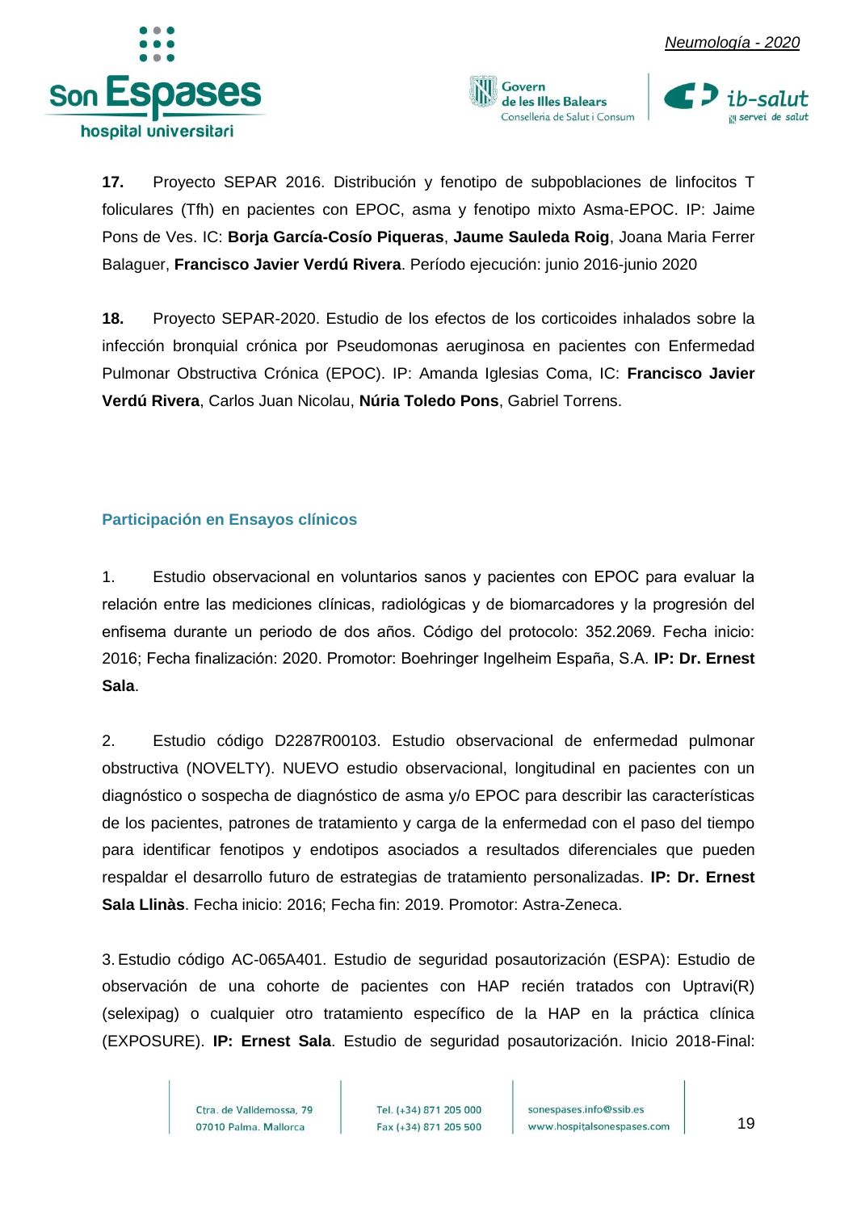**17.** Proyecto SEPAR 2016. Distribución y fenotipo de subpoblaciones de linfocitos T foliculares (Tfh) en pacientes con EPOC, asma y fenotipo mixto Asma-EPOC. IP: Jaime Pons de Ves. IC: **Borja García-Cosío Piqueras**, **Jaume Sauleda Roig**, Joana Maria Ferrer Balaguer, **Francisco Javier Verdú Rivera**. Período ejecución: junio 2016-junio 2020

**18.** Proyecto SEPAR-2020. Estudio de los efectos de los corticoides inhalados sobre la infección bronquial crónica por Pseudomonas aeruginosa en pacientes con Enfermedad Pulmonar Obstructiva Crónica (EPOC). IP: Amanda Iglesias Coma, IC: **Francisco Javier Verdú Rivera**, Carlos Juan Nicolau, **Núria Toledo Pons**, Gabriel Torrens.

### Participación en Ensayos clínicos

1. Estudio observacional en voluntarios sanos y pacientes con EPOC para evaluar la relación entre las mediciones clínicas, radiológicas y de biomarcadores y la progresión del enfisema durante un periodo de dos años. Código del protocolo: 352.2069. Fecha inicio: 2016; Fecha finalización: 2020. Promotor: Boehringer Ingelheim España, S.A. **IP: Dr. Ernest Sala**.

2. Estudio código D2287R00103. Estudio observacional de enfermedad pulmonar obstructiva (NOVELTY). NUEVO estudio observacional, longitudinal en pacientes con un diagnóstico o sospecha de diagnóstico de asma y/o EPOC para describir las características de los pacientes, patrones de tratamiento y carga de la enfermedad con el paso del tiempo para identificar fenotipos y endotipos asociados a resultados diferenciales que pueden respaldar el desarrollo futuro de estrategias de tratamiento personalizadas. **IP: Dr. Ernest Sala Llinàs**. Fecha inicio: 2016; Fecha fin: 2019. Promotor: Astra-Zeneca.

3. Estudio código AC-065A401. Estudio de seguridad posautorización (ESPA): Estudio de observación de una cohorte de pacientes con HAP recién tratados con Uptravi(R) (selexipag) o cualquier otro tratamiento específico de la HAP en la práctica clínica (EXPOSURE). **IP: Ernest Sala**. Estudio de seguridad posautorización. Inicio 2018-Final: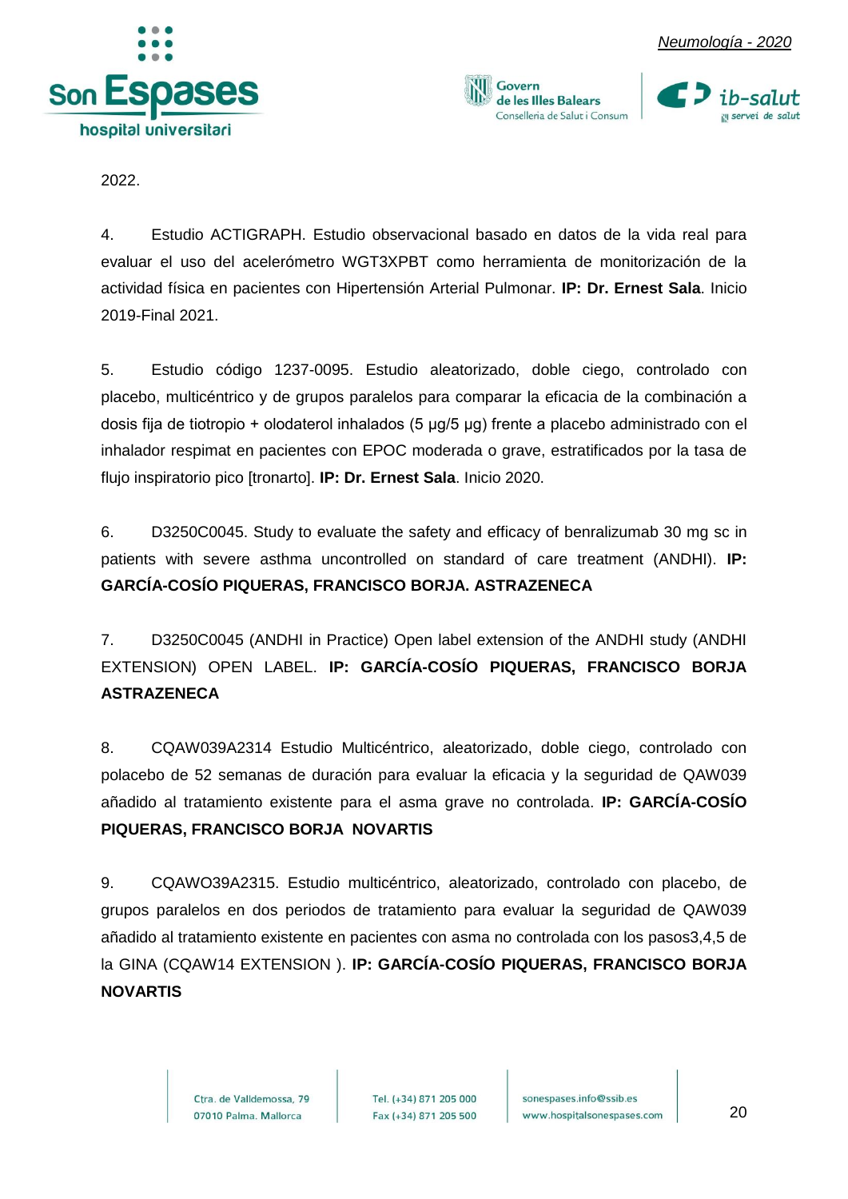2022.

4. Estudio ACTIGRAPH. Estudio observacional basado en datos de la vida real para evaluar el uso del acelerómetro WGT3XPBT como herramienta de monitorización de la actividad física en pacientes con Hipertensión Arterial Pulmonar. **IP: Dr. Ernest Sala**. Inicio 2019-Final 2021.

5. Estudio código 1237-0095. Estudio aleatorizado, doble ciego, controlado con placebo, multicéntrico y de grupos paralelos para comparar la eficacia de la combinación a dosis fija de tiotropio + olodaterol inhalados (5 µg/5 µg) frente a placebo administrado con el inhalador respimat en pacientes con EPOC moderada o grave, estratificados por la tasa de flujo inspiratorio pico [tronarto]. **IP: Dr. Ernest Sala**. Inicio 2020.

6. D3250C0045. Study to evaluate the safety and efficacy of benralizumab 30 mg sc in patients with severe asthma uncontrolled on standard of care treatment (ANDHI). **IP: GARCÍA-COSÍO PIQUERAS, FRANCISCO BORJA. ASTRAZENECA**

7. D3250C0045 (ANDHI in Practice) Open label extension of the ANDHI study (ANDHI EXTENSION) OPEN LABEL. **IP: GARCÍA-COSÍO PIQUERAS, FRANCISCO BORJA ASTRAZENECA**

8. CQAW039A2314 Estudio Multicéntrico, aleatorizado, doble ciego, controlado con polacebo de 52 semanas de duración para evaluar la eficacia y la seguridad de QAW039 añadido al tratamiento existente para el asma grave no controlada. **IP: GARCÍA-COSÍO PIQUERAS, FRANCISCO BORJA NOVARTIS**

9. CQAWO39A2315. Estudio multicéntrico, aleatorizado, controlado con placebo, de grupos paralelos en dos periodos de tratamiento para evaluar la seguridad de QAW039 añadido al tratamiento existente en pacientes con asma no controlada con los pasos3,4,5 de la GINA (CQAW14 EXTENSION ). **IP: GARCÍA-COSÍO PIQUERAS, FRANCISCO BORJA NOVARTIS**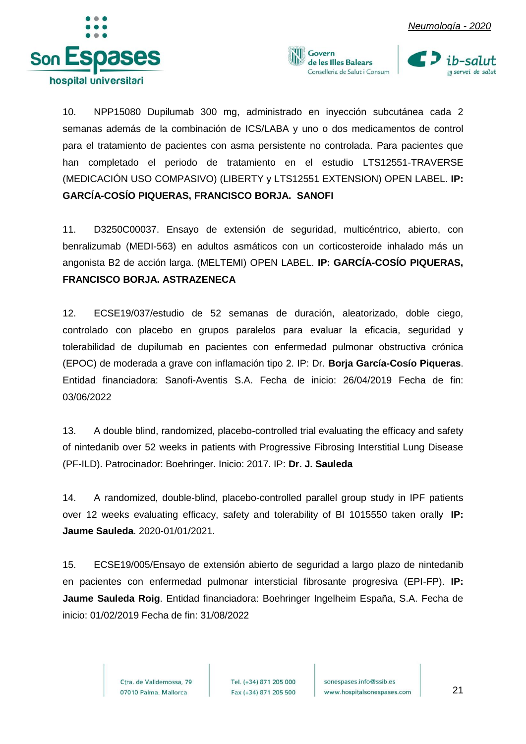10. NPP15080 Dupilumab 300 mg, administrado en inyección subcutánea cada 2 semanas además de la combinación de ICS/LABA y uno o dos medicamentos de control para el tratamiento de pacientes con asma persistente no controlada. Para pacientes que han completado el periodo de tratamiento en el estudio LTS12551-TRAVERSE (MEDICACIÓN USO COMPASIVO) (LIBERTY y LTS12551 EXTENSION) OPEN LABEL. **IP: GARCÍA-COSÍO PIQUERAS, FRANCISCO BORJA. SANOFI**

11. D3250C00037. Ensayo de extensión de seguridad, multicéntrico, abierto, con benralizumab (MEDI-563) en adultos asmáticos con un corticosteroide inhalado más un angonista B2 de acción larga. (MELTEMI) OPEN LABEL. **IP: GARCÍA-COSÍO PIQUERAS, FRANCISCO BORJA. ASTRAZENECA**

12. ECSE19/037/estudio de 52 semanas de duración, aleatorizado, doble ciego, controlado con placebo en grupos paralelos para evaluar la eficacia, seguridad y tolerabilidad de dupilumab en pacientes con enfermedad pulmonar obstructiva crónica (EPOC) de moderada a grave con inflamación tipo 2. IP: Dr. **Borja García-Cosío Piqueras**. Entidad financiadora: Sanofi-Aventis S.A. Fecha de inicio: 26/04/2019 Fecha de fin: 03/06/2022

13. A double blind, randomized, placebo-controlled trial evaluating the efficacy and safety of nintedanib over 52 weeks in patients with Progressive Fibrosing Interstitial Lung Disease (PF-ILD). Patrocinador: Boehringer. Inicio: 2017. IP: **Dr. J. Sauleda**

14. A randomized, double-blind, placebo-controlled parallel group study in IPF patients over 12 weeks evaluating efficacy, safety and tolerability of BI 1015550 taken orally **IP: Jaume Sauleda**. 2020-01/01/2021.

15. ECSE19/005/Ensayo de extensión abierto de seguridad a largo plazo de nintedanib en pacientes con enfermedad pulmonar intersticial fibrosante progresiva (EPI-FP). **IP: Jaume Sauleda Roig**. Entidad financiadora: Boehringer Ingelheim España, S.A. Fecha de inicio: 01/02/2019 Fecha de fin: 31/08/2022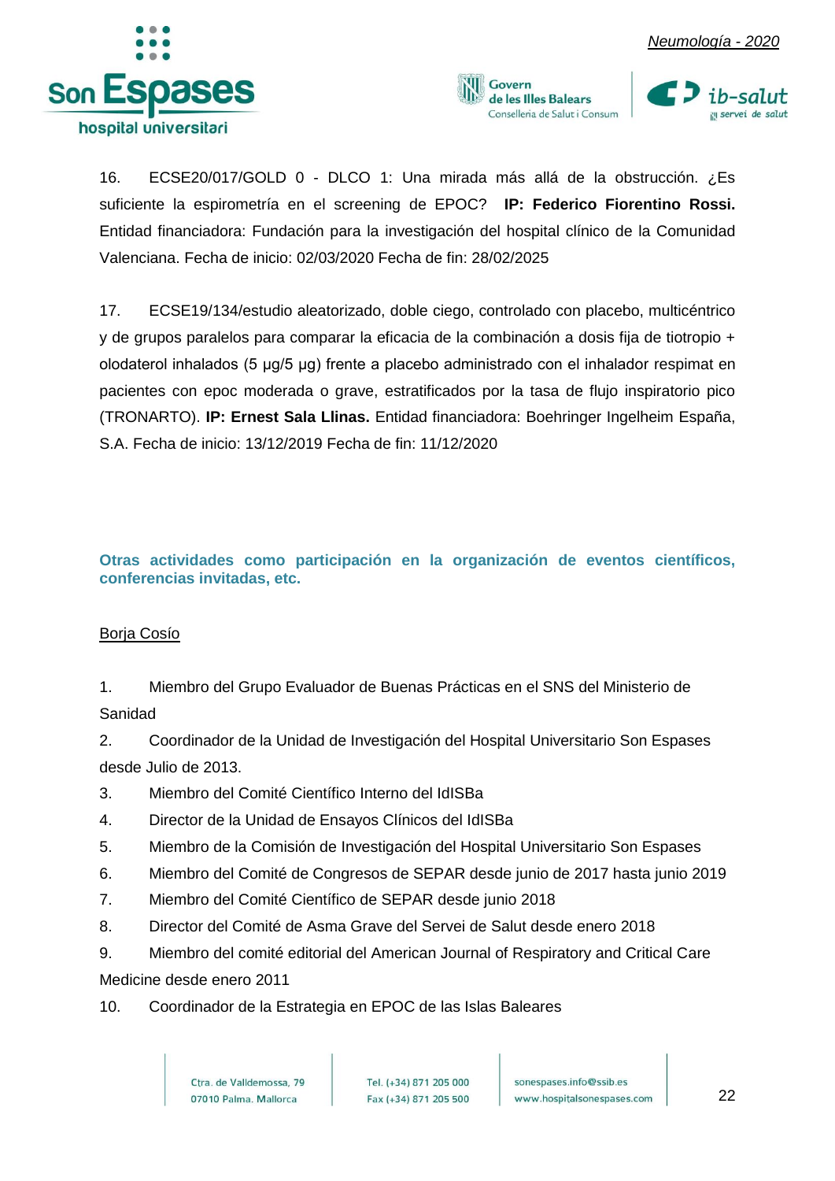16. ECSE20/017/GOLD 0 - DLCO 1: Una mirada más allá de la obstrucción. ¿Es suficiente la espirometría en el screening de EPOC? **IP: Federico Fiorentino Rossi.** Entidad financiadora: Fundación para la investigación del hospital clínico de la Comunidad Valenciana. Fecha de inicio: 02/03/2020 Fecha de fin: 28/02/2025

17. ECSE19/134/estudio aleatorizado, doble ciego, controlado con placebo, multicéntrico y de grupos paralelos para comparar la eficacia de la combinación a dosis fija de tiotropio + olodaterol inhalados (5 µg/5 µg) frente a placebo administrado con el inhalador respimat en pacientes con epoc moderada o grave, estratificados por la tasa de flujo inspiratorio pico (TRONARTO). **IP: Ernest Sala Llinas.** Entidad financiadora: Boehringer Ingelheim España, S.A. Fecha de inicio: 13/12/2019 Fecha de fin: 11/12/2020

## Otras actividades como participación en la organización de eventos científicos, conferencias invitadas, etc.

Borja Cosío

1. Miembro del Grupo Evaluador de Buenas Prácticas en el SNS del Ministerio de Sanidad
2. Coordinador de la Unidad de Investigación del Hospital Universitario Son Espases desde Julio de 2013.
3. Miembro del Comité Científico Interno del IdISBa
4. Director de la Unidad de Ensayos Clínicos del IdISBa
5. Miembro de la Comisión de Investigación del Hospital Universitario Son Espases
6. Miembro del Comité de Congresos de SEPAR desde junio de 2017 hasta junio 2019
7. Miembro del Comité Científico de SEPAR desde junio 2018
8. Director del Comité de Asma Grave del Servei de Salut desde enero 2018
9. Miembro del comité editorial del American Journal of Respiratory and Critical Care Medicine desde enero 2011
10. Coordinador de la Estrategia en EPOC de las Islas Baleares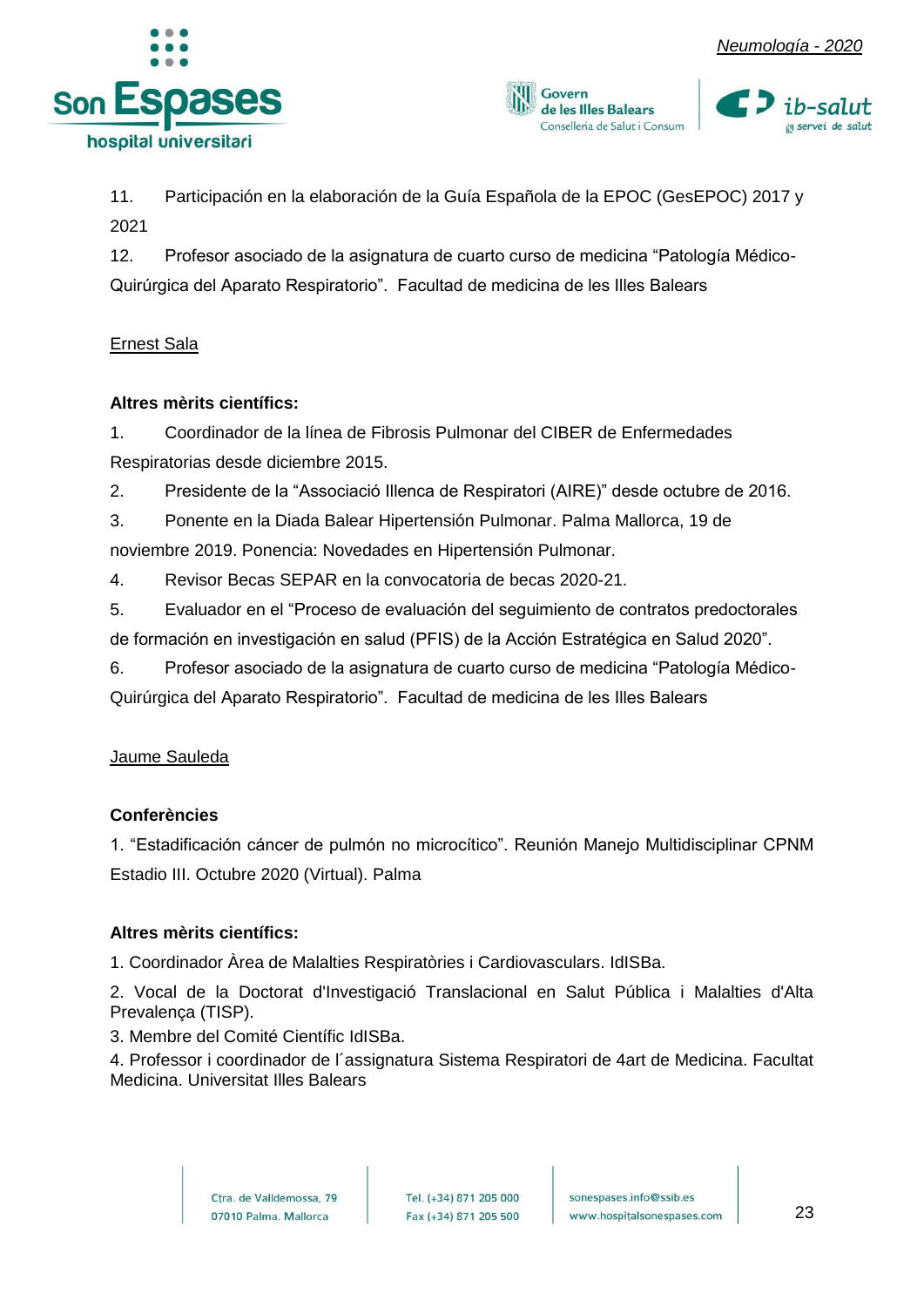11. Participación en la elaboración de la Guía Española de la EPOC (GesEPOC) 2017 y 2021
12. Profesor asociado de la asignatura de cuarto curso de medicina “Patología Médico-Quirúrgica del Aparato Respiratorio”. Facultad de medicina de les Illes Balears

Ernest Sala

**Altres mèrits científics:**

1. Coordinador de la línea de Fibrosis Pulmonar del CIBER de Enfermedades Respiratorias desde diciembre 2015.
2. Presidente de la “Associació Illenca de Respiratori (AIRE)” desde octubre de 2016.
3. Ponente en la Diada Balear Hipertensión Pulmonar. Palma Mallorca, 19 de noviembre 2019. Ponencia: Novedades en Hipertensión Pulmonar.
4. Revisor Becas SEPAR en la convocatoria de becas 2020-21.
5. Evaluador en el “Proceso de evaluación del seguimiento de contratos predoctorales de formación en investigación en salud (PFIS) de la Acción Estratégica en Salud 2020”.
6. Profesor asociado de la asignatura de cuarto curso de medicina “Patología Médico-Quirúrgica del Aparato Respiratorio”. Facultad de medicina de les Illes Balears

Jaume Sauleda

**Conferències**

1. “Estadificación cáncer de pulmón no microcítico”. Reunión Manejo Multidisciplinar CPNM Estadio III. Octubre 2020 (Virtual). Palma

**Altres mèrits científics:**

1. Coordinador Àrea de Malalties Respiratòries i Cardiovasculars. IdISBa.
2. Vocal de la Doctorat d'Investigació Translacional en Salut Pública i Malalties d'Alta Prevalença (TISP).
3. Membre del Comité Científic IdISBa.
4. Professor i coordinador de l´assignatura Sistema Respiratori de 4art de Medicina. Facultat Medicina. Universitat Illes Balears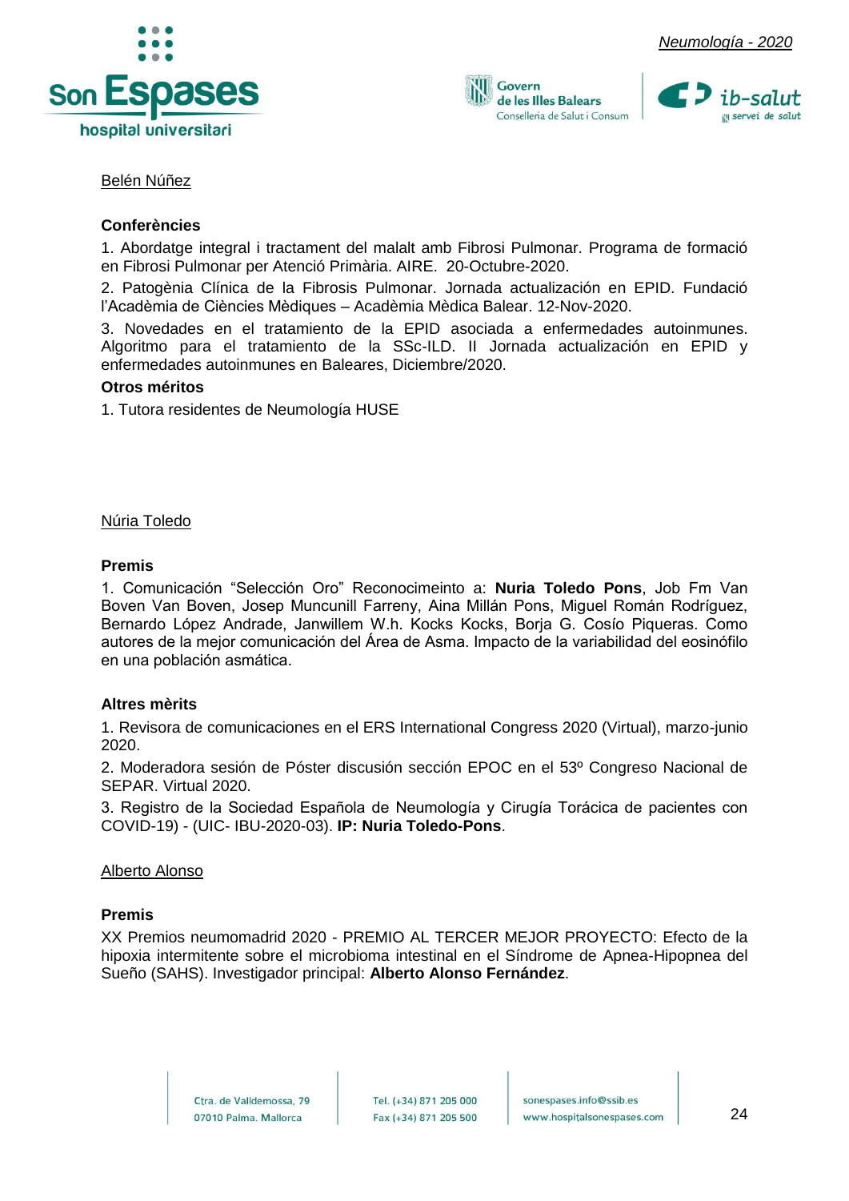<u>Belén Núñez</u>

**Conferències**

1. Abordatge integral i tractament del malalt amb Fibrosi Pulmonar. Programa de formació en Fibrosi Pulmonar per Atenció Primària. AIRE. 20-Octubre-2020.

2. Patogènia Clínica de la Fibrosis Pulmonar. Jornada actualización en EPID. Fundació l'Acadèmia de Ciències Mèdiques – Acadèmia Mèdica Balear. 12-Nov-2020.

3. Novedades en el tratamiento de la EPID asociada a enfermedades autoinmunes. Algoritmo para el tratamiento de la SSc-ILD. II Jornada actualización en EPID y enfermedades autoinmunes en Baleares, Diciembre/2020.

**Otros méritos**

1. Tutora residentes de Neumología HUSE

<u>Núria Toledo</u>

**Premis**

1. Comunicación "Selección Oro" Reconocimeinto a: **Nuria Toledo Pons**, Job Fm Van Boven Van Boven, Josep Muncunill Farreny, Aina Millán Pons, Miguel Román Rodríguez, Bernardo López Andrade, Janwillem W.h. Kocks Kocks, Borja G. Cosío Piqueras. Como autores de la mejor comunicación del Área de Asma. Impacto de la variabilidad del eosinófilo en una población asmática.

**Altres mèrits**

1. Revisora de comunicaciones en el ERS International Congress 2020 (Virtual), marzo-junio 2020.

2. Moderadora sesión de Póster discusión sección EPOC en el 53º Congreso Nacional de SEPAR. Virtual 2020.

3. Registro de la Sociedad Española de Neumología y Cirugía Torácica de pacientes con COVID-19) - (UIC- IBU-2020-03). **IP: Nuria Toledo-Pons**.

<u>Alberto Alonso</u>

**Premis**

XX Premios neumomadrid 2020 - PREMIO AL TERCER MEJOR PROYECTO: Efecto de la hipoxia intermitente sobre el microbioma intestinal en el Síndrome de Apnea-Hipopnea del Sueño (SAHS). Investigador principal: **Alberto Alonso Fernández**.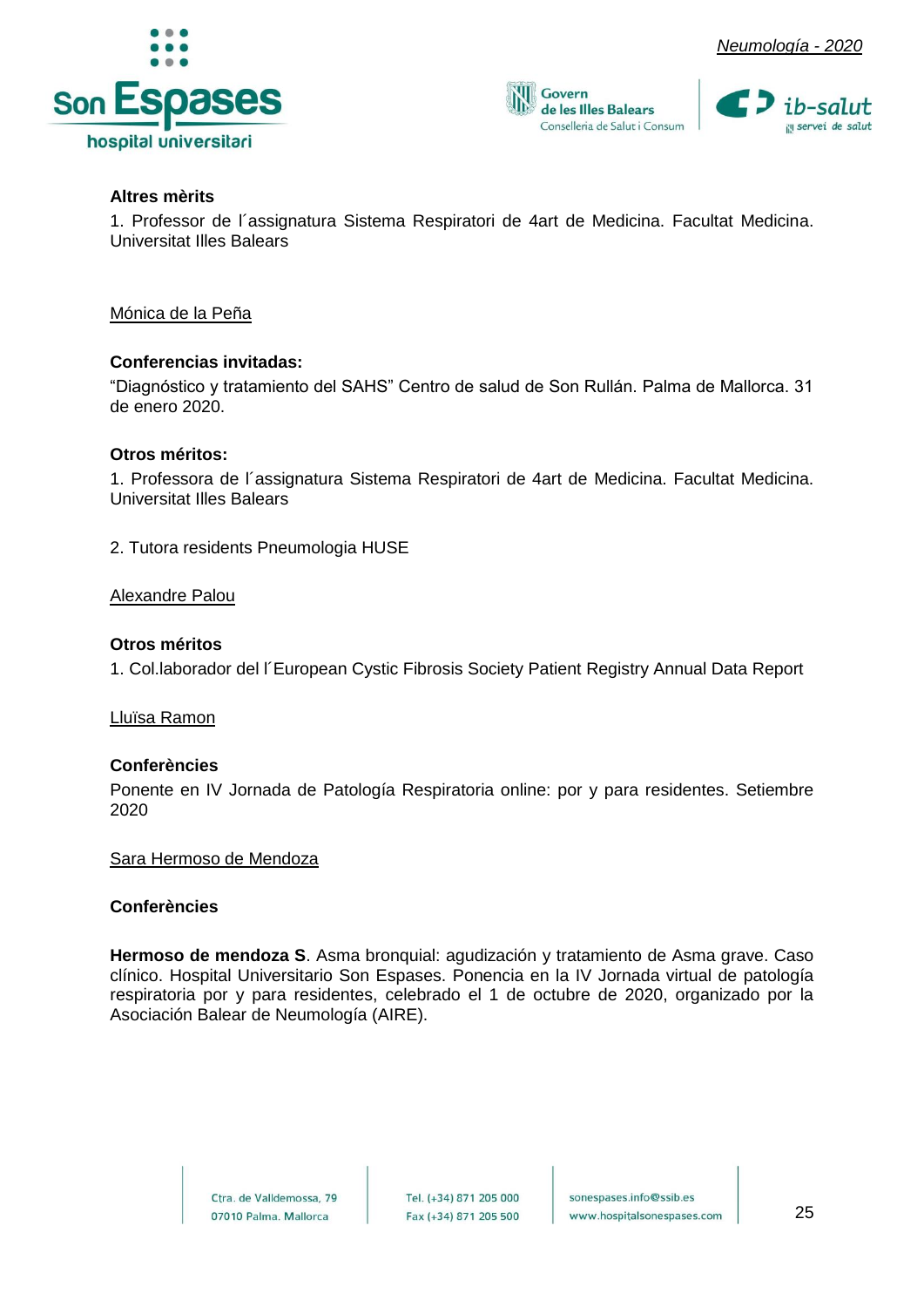**Altres mèrits**

1. Professor de l´assignatura Sistema Respiratori de 4art de Medicina. Facultat Medicina. Universitat Illes Balears

<u>Mónica de la Peña</u>

**Conferencias invitadas:**

"Diagnóstico y tratamiento del SAHS" Centro de salud de Son Rullán. Palma de Mallorca. 31 de enero 2020.

**Otros méritos:**

1. Professora de l´assignatura Sistema Respiratori de 4art de Medicina. Facultat Medicina. Universitat Illes Balears

2. Tutora residents Pneumologia HUSE

<u>Alexandre Palou</u>

**Otros méritos**

1. Col.laborador del l´European Cystic Fibrosis Society Patient Registry Annual Data Report

<u>Lluïsa Ramon</u>

**Conferències**

Ponente en IV Jornada de Patología Respiratoria online: por y para residentes. Setiembre 2020

<u>Sara Hermoso de Mendoza</u>

**Conferències**

**Hermoso de mendoza S**. Asma bronquial: agudización y tratamiento de Asma grave. Caso clínico. Hospital Universitario Son Espases. Ponencia en la IV Jornada virtual de patología respiratoria por y para residentes, celebrado el 1 de octubre de 2020, organizado por la Asociación Balear de Neumología (AIRE).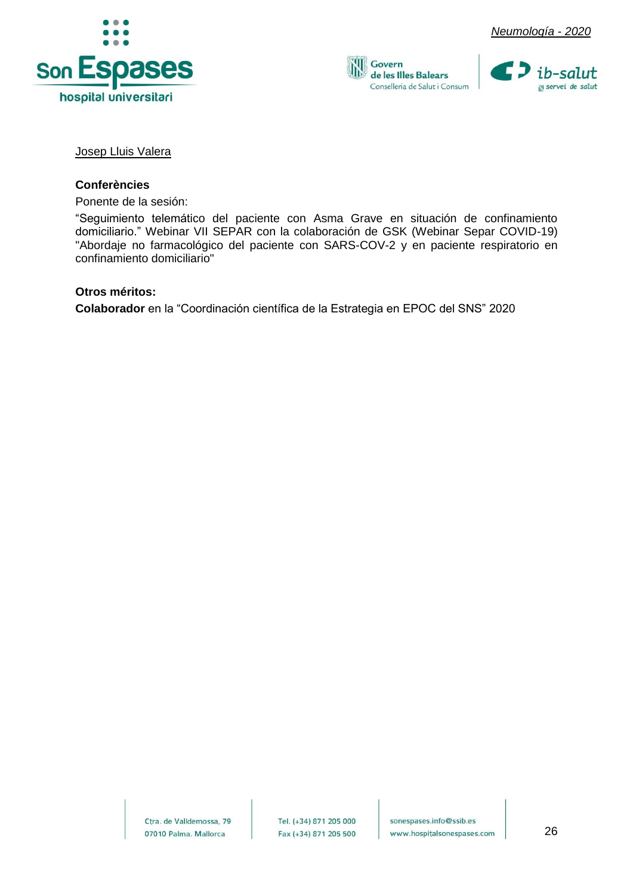Josep Lluis Valera

**Conferències**

Ponente de la sesión:

"Seguimiento telemático del paciente con Asma Grave en situación de confinamiento domiciliario." Webinar VII SEPAR con la colaboración de GSK (Webinar Separ COVID-19) "Abordaje no farmacológico del paciente con SARS-COV-2 y en paciente respiratorio en confinamiento domiciliario"

**Otros méritos:**

**Colaborador** en la "Coordinación científica de la Estrategia en EPOC del SNS" 2020